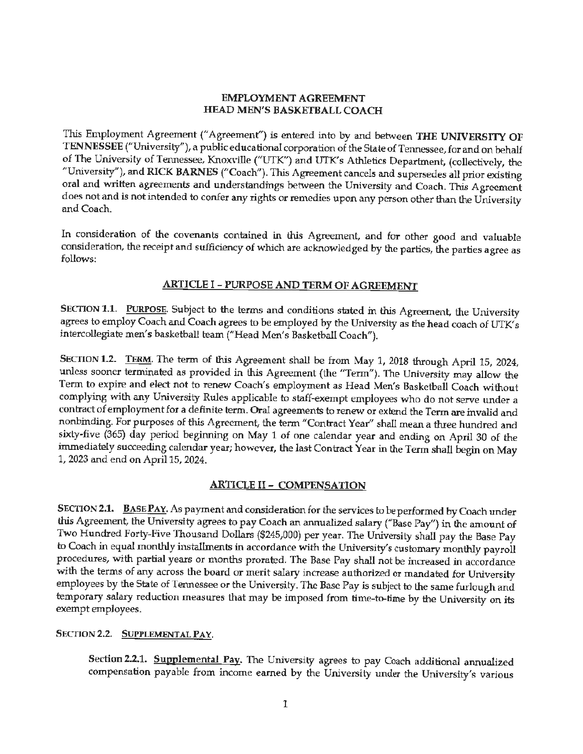# EMPLOYMENT AGREEMENT
# HEAD MEN'S BASKETBALL COACH

This Employment Agreement ("Agreement") is entered into by and between **THE UNIVERSITY OF TENNESSEE** ("University"), a public educational corporation of the State of Tennessee, for and on behalf of The University of Tennessee, Knoxville ("UTK") and UTK's Athletics Department, (collectively, the "University"), and **RICK BARNES** ("Coach"). This Agreement cancels and supersedes all prior existing oral and written agreements and understandings between the University and Coach. This Agreement does not and is not intended to confer any rights or remedies upon any person other than the University and Coach.

In consideration of the covenants contained in this Agreement, and for other good and valuable consideration, the receipt and sufficiency of which are acknowledged by the parties, the parties agree as follows:

## ARTICLE I - PURPOSE AND TERM OF AGREEMENT

**SECTION 1.1. PURPOSE.** Subject to the terms and conditions stated in this Agreement, the University agrees to employ Coach and Coach agrees to be employed by the University as the head coach of UTK's intercollegiate men's basketball team ("Head Men's Basketball Coach").

**SECTION 1.2. TERM.** The term of this Agreement shall be from May 1, 2018 through April 15, 2024, unless sooner terminated as provided in this Agreement (the "Term"). The University may allow the Term to expire and elect not to renew Coach's employment as Head Men's Basketball Coach without complying with any University Rules applicable to staff-exempt employees who do not serve under a contract of employment for a definite term. Oral agreements to renew or extend the Term are invalid and nonbinding. For purposes of this Agreement, the term "Contract Year" shall mean a three hundred and sixty-five (365) day period beginning on May 1 of one calendar year and ending on April 30 of the immediately succeeding calendar year; however, the last Contract Year in the Term shall begin on May 1, 2023 and end on April 15, 2024.

## ARTICLE II - COMPENSATION

**SECTION 2.1. BASE PAY.** As payment and consideration for the services to be performed by Coach under this Agreement, the University agrees to pay Coach an annualized salary ("Base Pay") in the amount of Two Hundred Forty-Five Thousand Dollars ($245,000) per year. The University shall pay the Base Pay to Coach in equal monthly installments in accordance with the University's customary monthly payroll procedures, with partial years or months prorated. The Base Pay shall not be increased in accordance with the terms of any across the board or merit salary increase authorized or mandated for University employees by the State of Tennessee or the University. The Base Pay is subject to the same furlough and temporary salary reduction measures that may be imposed from time-to-time by the University on its exempt employees.

**SECTION 2.2. SUPPLEMENTAL PAY.**

**Section 2.2.1. Supplemental Pay.** The University agrees to pay Coach additional annualized compensation payable from income earned by the University under the University's various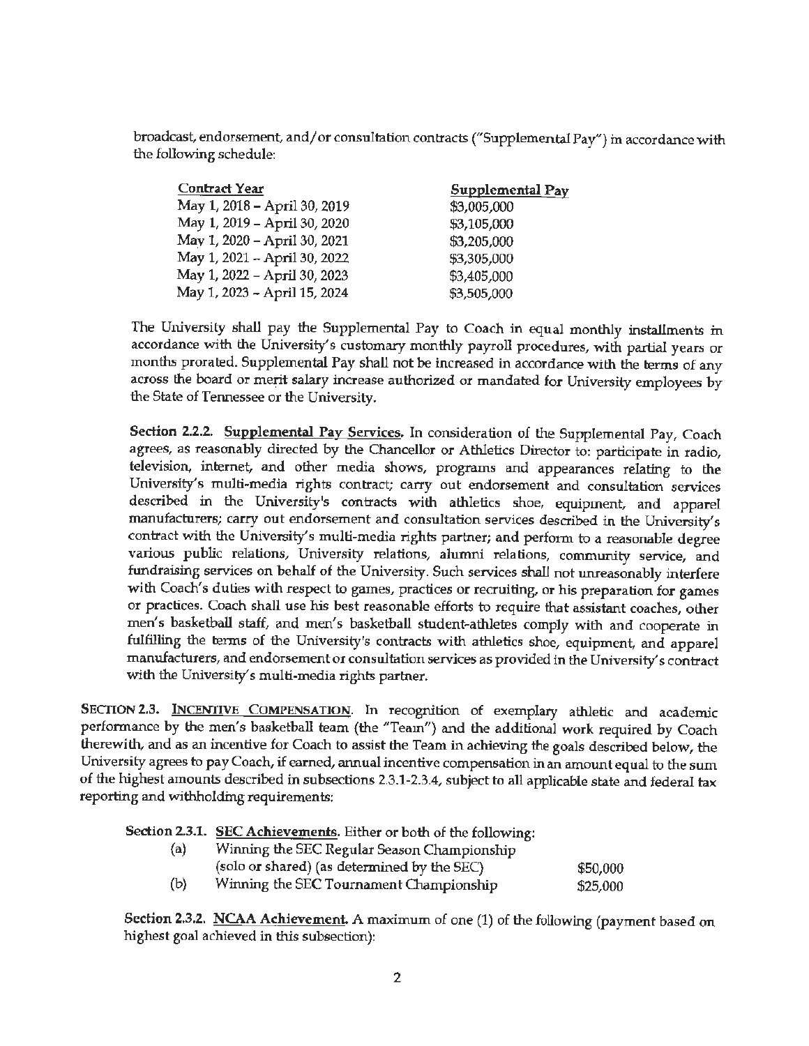broadcast, endorsement, and/or consultation contracts ("Supplemental Pay") in accordance with the following schedule:

| Contract Year | Supplemental Pay |
|---|---|
| May 1, 2018 – April 30, 2019 | $3,005,000 |
| May 1, 2019 – April 30, 2020 | $3,105,000 |
| May 1, 2020 – April 30, 2021 | $3,205,000 |
| May 1, 2021 – April 30, 2022 | $3,305,000 |
| May 1, 2022 – April 30, 2023 | $3,405,000 |
| May 1, 2023 – April 15, 2024 | $3,505,000 |

The University shall pay the Supplemental Pay to Coach in equal monthly installments in accordance with the University's customary monthly payroll procedures, with partial years or months prorated. Supplemental Pay shall not be increased in accordance with the terms of any across the board or merit salary increase authorized or mandated for University employees by the State of Tennessee or the University.

**Section 2.2.2. Supplemental Pay Services.** In consideration of the Supplemental Pay, Coach agrees, as reasonably directed by the Chancellor or Athletics Director to: participate in radio, television, internet, and other media shows, programs and appearances relating to the University's multi-media rights contract; carry out endorsement and consultation services described in the University's contracts with athletics shoe, equipment, and apparel manufacturers; carry out endorsement and consultation services described in the University's contract with the University's multi-media rights partner; and perform to a reasonable degree various public relations, University relations, alumni relations, community service, and fundraising services on behalf of the University. Such services shall not unreasonably interfere with Coach's duties with respect to games, practices or recruiting, or his preparation for games or practices. Coach shall use his best reasonable efforts to require that assistant coaches, other men's basketball staff, and men's basketball student-athletes comply with and cooperate in fulfilling the terms of the University's contracts with athletics shoe, equipment, and apparel manufacturers, and endorsement or consultation services as provided in the University's contract with the University's multi-media rights partner.

**SECTION 2.3. INCENTIVE COMPENSATION.** In recognition of exemplary athletic and academic performance by the men's basketball team (the "Team") and the additional work required by Coach therewith, and as an incentive for Coach to assist the Team in achieving the goals described below, the University agrees to pay Coach, if earned, annual incentive compensation in an amount equal to the sum of the highest amounts described in subsections 2.3.1-2.3.4, subject to all applicable state and federal tax reporting and withholding requirements:

**Section 2.3.1. SEC Achievements.** Either or both of the following:

| | | |
|---|---|---|
| (a) | Winning the SEC Regular Season Championship (solo or shared) (as determined by the SEC) | $50,000 |
| (b) | Winning the SEC Tournament Championship | $25,000 |

**Section 2.3.2. NCAA Achievement.** A maximum of one (1) of the following (payment based on highest goal achieved in this subsection):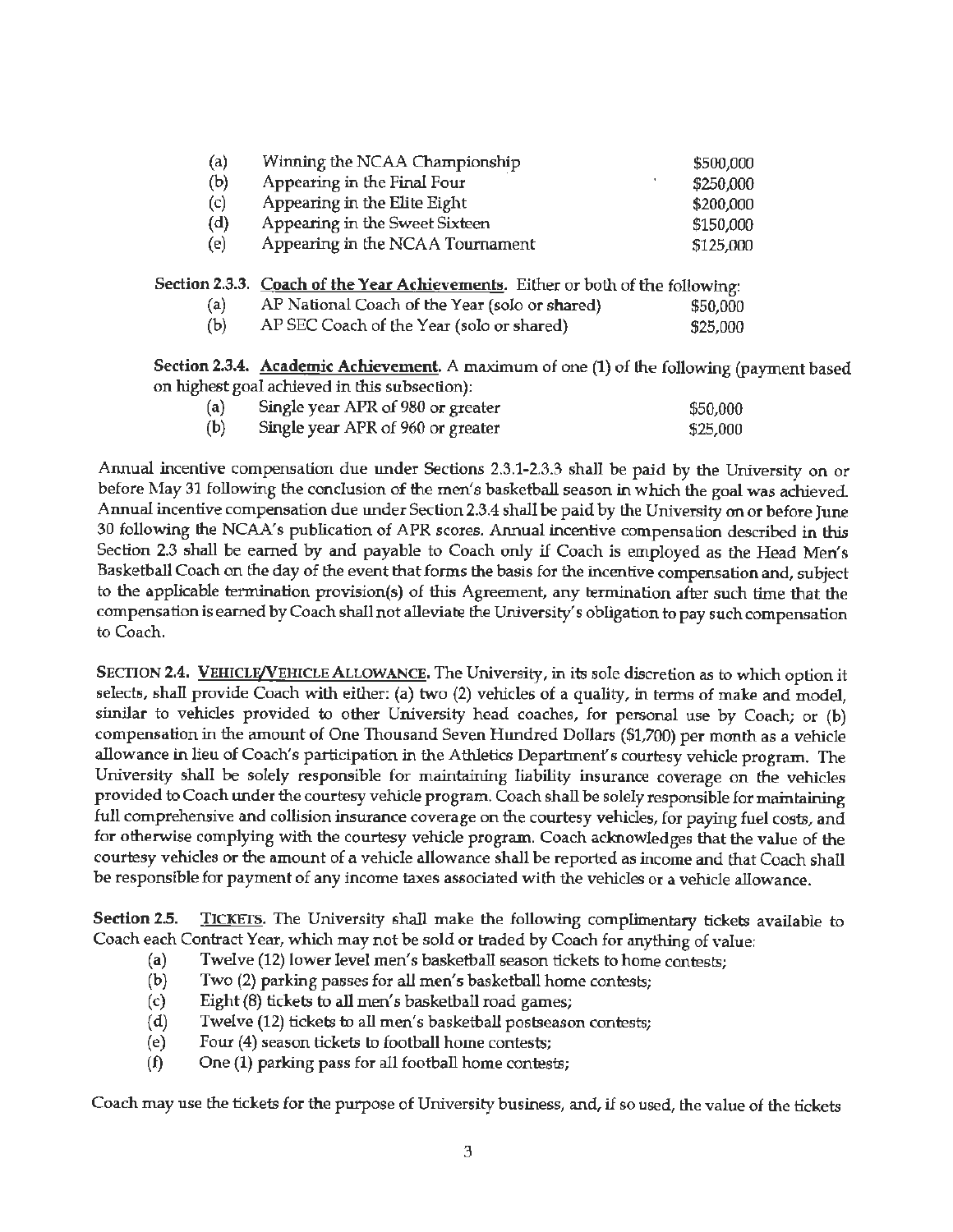(a) Winning the NCAA Championship $500,000
(b) Appearing in the Final Four $250,000
(c) Appearing in the Elite Eight $200,000
(d) Appearing in the Sweet Sixteen $150,000
(e) Appearing in the NCAA Tournament $125,000

**Section 2.3.3.** **Coach of the Year Achievements.** Either or both of the following:

(a) AP National Coach of the Year (solo or shared) $50,000
(b) AP SEC Coach of the Year (solo or shared) $25,000

**Section 2.3.4.** **Academic Achievement.** A maximum of one (1) of the following (payment based on highest goal achieved in this subsection):

(a) Single year APR of 980 or greater $50,000
(b) Single year APR of 960 or greater $25,000

Annual incentive compensation due under Sections 2.3.1-2.3.3 shall be paid by the University on or before May 31 following the conclusion of the men's basketball season in which the goal was achieved. Annual incentive compensation due under Section 2.3.4 shall be paid by the University on or before June 30 following the NCAA's publication of APR scores. Annual incentive compensation described in this Section 2.3 shall be earned by and payable to Coach only if Coach is employed as the Head Men's Basketball Coach on the day of the event that forms the basis for the incentive compensation and, subject to the applicable termination provision(s) of this Agreement, any termination after such time that the compensation is earned by Coach shall not alleviate the University's obligation to pay such compensation to Coach.

**SECTION 2.4.** **VEHICLE/VEHICLE ALLOWANCE.** The University, in its sole discretion as to which option it selects, shall provide Coach with either: (a) two (2) vehicles of a quality, in terms of make and model, similar to vehicles provided to other University head coaches, for personal use by Coach; or (b) compensation in the amount of One Thousand Seven Hundred Dollars ($1,700) per month as a vehicle allowance in lieu of Coach's participation in the Athletics Department's courtesy vehicle program. The University shall be solely responsible for maintaining liability insurance coverage on the vehicles provided to Coach under the courtesy vehicle program. Coach shall be solely responsible for maintaining full comprehensive and collision insurance coverage on the courtesy vehicles, for paying fuel costs, and for otherwise complying with the courtesy vehicle program. Coach acknowledges that the value of the courtesy vehicles or the amount of a vehicle allowance shall be reported as income and that Coach shall be responsible for payment of any income taxes associated with the vehicles or a vehicle allowance.

**Section 2.5.** **TICKETS.** The University shall make the following complimentary tickets available to Coach each Contract Year, which may not be sold or traded by Coach for anything of value:

(a) Twelve (12) lower level men's basketball season tickets to home contests;
(b) Two (2) parking passes for all men's basketball home contests;
(c) Eight (8) tickets to all men's basketball road games;
(d) Twelve (12) tickets to all men's basketball postseason contests;
(e) Four (4) season tickets to football home contests;
(f) One (1) parking pass for all football home contests;

Coach may use the tickets for the purpose of University business, and, if so used, the value of the tickets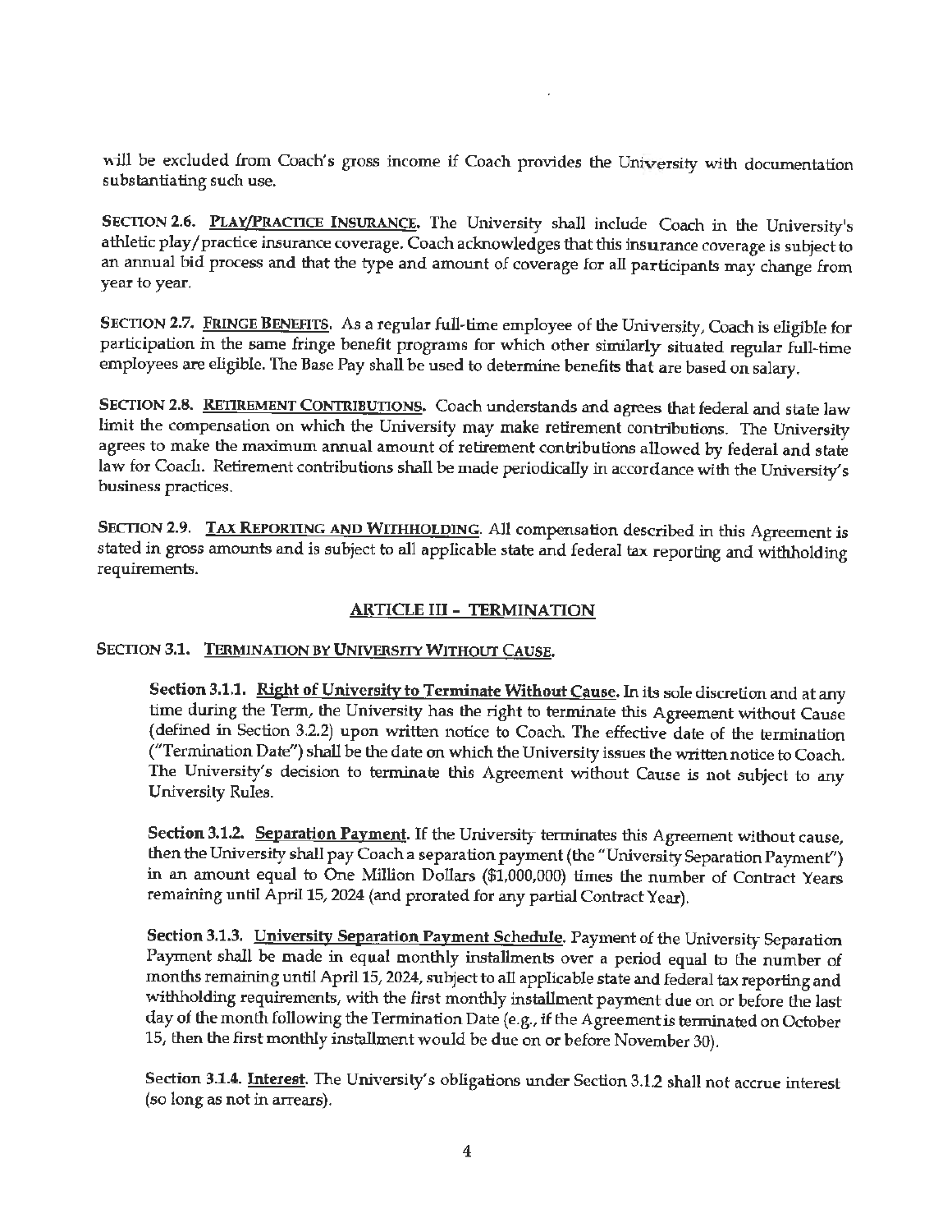will be excluded from Coach's gross income if Coach provides the University with documentation substantiating such use.

**SECTION 2.6. PLAY/PRACTICE INSURANCE.** The University shall include Coach in the University's athletic play/practice insurance coverage. Coach acknowledges that this insurance coverage is subject to an annual bid process and that the type and amount of coverage for all participants may change from year to year.

**SECTION 2.7. FRINGE BENEFITS.** As a regular full-time employee of the University, Coach is eligible for participation in the same fringe benefit programs for which other similarly situated regular full-time employees are eligible. The Base Pay shall be used to determine benefits that are based on salary.

**SECTION 2.8. RETIREMENT CONTRIBUTIONS.** Coach understands and agrees that federal and state law limit the compensation on which the University may make retirement contributions. The University agrees to make the maximum annual amount of retirement contributions allowed by federal and state law for Coach. Retirement contributions shall be made periodically in accordance with the University's business practices.

**SECTION 2.9. TAX REPORTING AND WITHHOLDING.** All compensation described in this Agreement is stated in gross amounts and is subject to all applicable state and federal tax reporting and withholding requirements.

## ARTICLE III - TERMINATION

**SECTION 3.1. TERMINATION BY UNIVERSITY WITHOUT CAUSE.**

**Section 3.1.1. Right of University to Terminate Without Cause.** In its sole discretion and at any time during the Term, the University has the right to terminate this Agreement without Cause (defined in Section 3.2.2) upon written notice to Coach. The effective date of the termination ("Termination Date") shall be the date on which the University issues the written notice to Coach. The University's decision to terminate this Agreement without Cause is not subject to any University Rules.

**Section 3.1.2. Separation Payment.** If the University terminates this Agreement without cause, then the University shall pay Coach a separation payment (the "University Separation Payment") in an amount equal to One Million Dollars ($1,000,000) times the number of Contract Years remaining until April 15, 2024 (and prorated for any partial Contract Year).

**Section 3.1.3. University Separation Payment Schedule.** Payment of the University Separation Payment shall be made in equal monthly installments over a period equal to the number of months remaining until April 15, 2024, subject to all applicable state and federal tax reporting and withholding requirements, with the first monthly installment payment due on or before the last day of the month following the Termination Date (e.g., if the Agreement is terminated on October 15, then the first monthly installment would be due on or before November 30).

**Section 3.1.4. Interest.** The University's obligations under Section 3.1.2 shall not accrue interest (so long as not in arrears).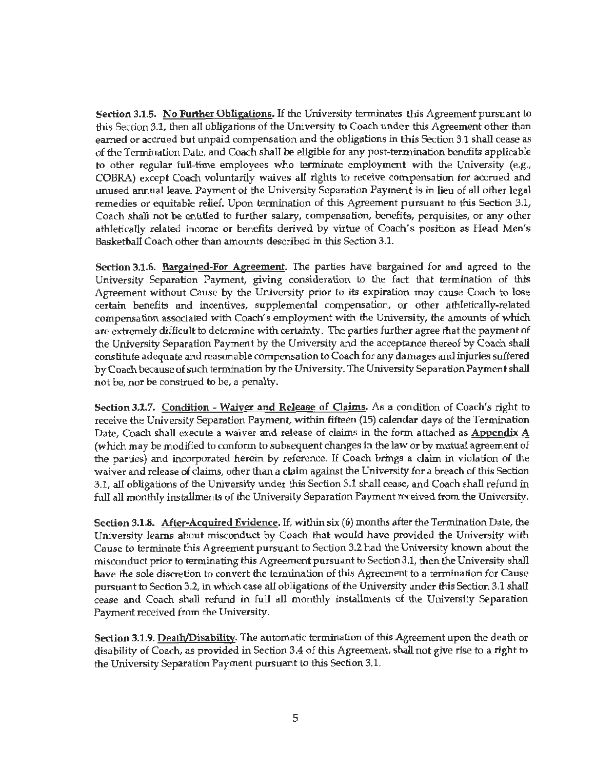**Section 3.1.5.** <u>**No Further Obligations**</u>**.** If the University terminates this Agreement pursuant to this Section 3.1, then all obligations of the University to Coach under this Agreement other than earned or accrued but unpaid compensation and the obligations in this Section 3.1 shall cease as of the Termination Date, and Coach shall be eligible for any post-termination benefits applicable to other regular full-time employees who terminate employment with the University (e.g., COBRA) except Coach voluntarily waives all rights to receive compensation for accrued and unused annual leave. Payment of the University Separation Payment is in lieu of all other legal remedies or equitable relief. Upon termination of this Agreement pursuant to this Section 3.1, Coach shall not be entitled to further salary, compensation, benefits, perquisites, or any other athletically related income or benefits derived by virtue of Coach's position as Head Men's Basketball Coach other than amounts described in this Section 3.1.

**Section 3.1.6.** <u>**Bargained-For Agreement**</u>. The parties have bargained for and agreed to the University Separation Payment, giving consideration to the fact that termination of this Agreement without Cause by the University prior to its expiration may cause Coach to lose certain benefits and incentives, supplemental compensation, or other athletically-related compensation associated with Coach's employment with the University, the amounts of which are extremely difficult to determine with certainty. The parties further agree that the payment of the University Separation Payment by the University and the acceptance thereof by Coach shall constitute adequate and reasonable compensation to Coach for any damages and injuries suffered by Coach because of such termination by the University. The University Separation Payment shall not be, nor be construed to be, a penalty.

**Section 3.1.7.** <u>**Condition - Waiver and Release of Claims**</u>**.** As a condition of Coach's right to receive the University Separation Payment, within fifteen (15) calendar days of the Termination Date, Coach shall execute a waiver and release of claims in the form attached as <u>**Appendix A**</u> (which may be modified to conform to subsequent changes in the law or by mutual agreement of the parties) and incorporated herein by reference. If Coach brings a claim in violation of the waiver and release of claims, other than a claim against the University for a breach of this Section 3.1, all obligations of the University under this Section 3.1 shall cease, and Coach shall refund in full all monthly installments of the University Separation Payment received from the University.

**Section 3.1.8.** <u>**After-Acquired Evidence**</u>**.** If, within six (6) months after the Termination Date, the University learns about misconduct by Coach that would have provided the University with Cause to terminate this Agreement pursuant to Section 3.2 had the University known about the misconduct prior to terminating this Agreement pursuant to Section 3.1, then the University shall have the sole discretion to convert the termination of this Agreement to a termination for Cause pursuant to Section 3.2, in which case all obligations of the University under this Section 3.1 shall cease and Coach shall refund in full all monthly installments of the University Separation Payment received from the University.

**Section 3.1.9.** <u>**Death/Disability**</u>. The automatic termination of this Agreement upon the death or disability of Coach, as provided in Section 3.4 of this Agreement, shall not give rise to a right to the University Separation Payment pursuant to this Section 3.1.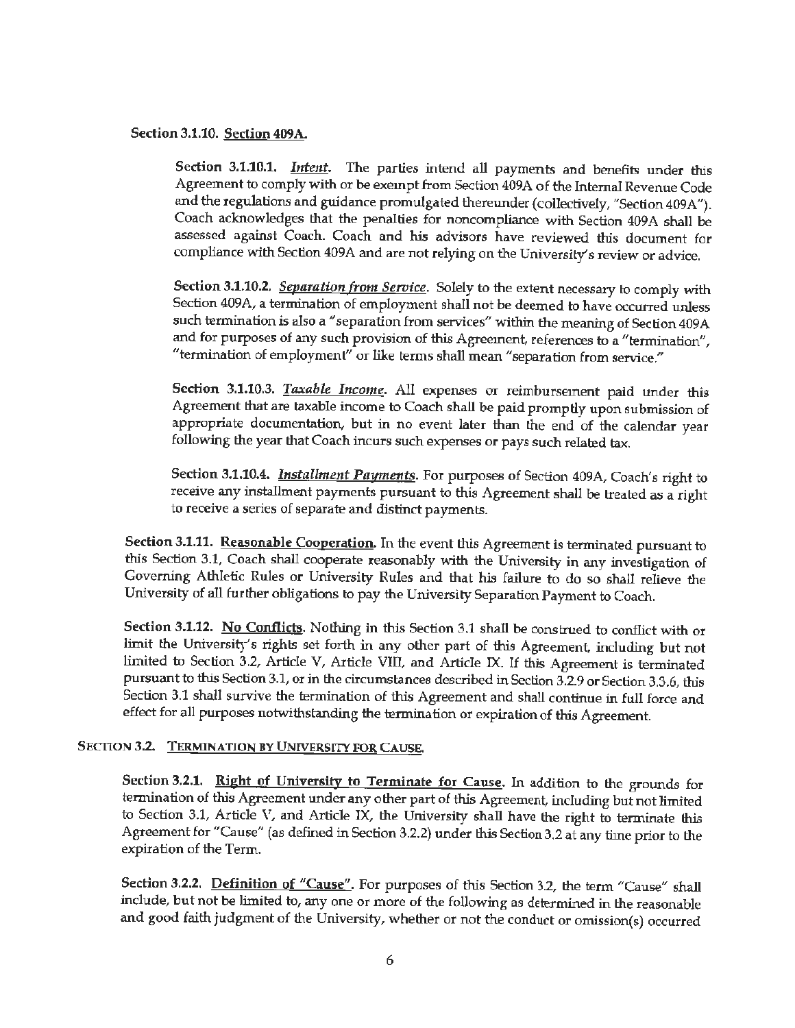Section 3.1.10. **Section 409A.**

Section 3.1.10.1. ***Intent.*** The parties intend all payments and benefits under this Agreement to comply with or be exempt from Section 409A of the Internal Revenue Code and the regulations and guidance promulgated thereunder (collectively, "Section 409A"). Coach acknowledges that the penalties for noncompliance with Section 409A shall be assessed against Coach. Coach and his advisors have reviewed this document for compliance with Section 409A and are not relying on the University's review or advice.

Section 3.1.10.2. ***Separation from Service.*** Solely to the extent necessary to comply with Section 409A, a termination of employment shall not be deemed to have occurred unless such termination is also a "separation from services" within the meaning of Section 409A and for purposes of any such provision of this Agreement, references to a "termination", "termination of employment" or like terms shall mean "separation from service."

Section 3.1.10.3. ***Taxable Income.*** All expenses or reimbursement paid under this Agreement that are taxable income to Coach shall be paid promptly upon submission of appropriate documentation, but in no event later than the end of the calendar year following the year that Coach incurs such expenses or pays such related tax.

Section 3.1.10.4. ***Installment Payments.*** For purposes of Section 409A, Coach's right to receive any installment payments pursuant to this Agreement shall be treated as a right to receive a series of separate and distinct payments.

Section 3.1.11. **Reasonable Cooperation.** In the event this Agreement is terminated pursuant to this Section 3.1, Coach shall cooperate reasonably with the University in any investigation of Governing Athletic Rules or University Rules and that his failure to do so shall relieve the University of all further obligations to pay the University Separation Payment to Coach.

Section 3.1.12. **No Conflicts.** Nothing in this Section 3.1 shall be construed to conflict with or limit the University's rights set forth in any other part of this Agreement, including but not limited to Section 3.2, Article V, Article VIII, and Article IX. If this Agreement is terminated pursuant to this Section 3.1, or in the circumstances described in Section 3.2.9 or Section 3.3.6, this Section 3.1 shall survive the termination of this Agreement and shall continue in full force and effect for all purposes notwithstanding the termination or expiration of this Agreement.

## SECTION 3.2. TERMINATION BY UNIVERSITY FOR CAUSE.

Section 3.2.1. **Right of University to Terminate for Cause.** In addition to the grounds for termination of this Agreement under any other part of this Agreement, including but not limited to Section 3.1, Article V, and Article IX, the University shall have the right to terminate this Agreement for "Cause" (as defined in Section 3.2.2) under this Section 3.2 at any time prior to the expiration of the Term.

Section 3.2.2. **Definition of "Cause".** For purposes of this Section 3.2, the term "Cause" shall include, but not be limited to, any one or more of the following as determined in the reasonable and good faith judgment of the University, whether or not the conduct or omission(s) occurred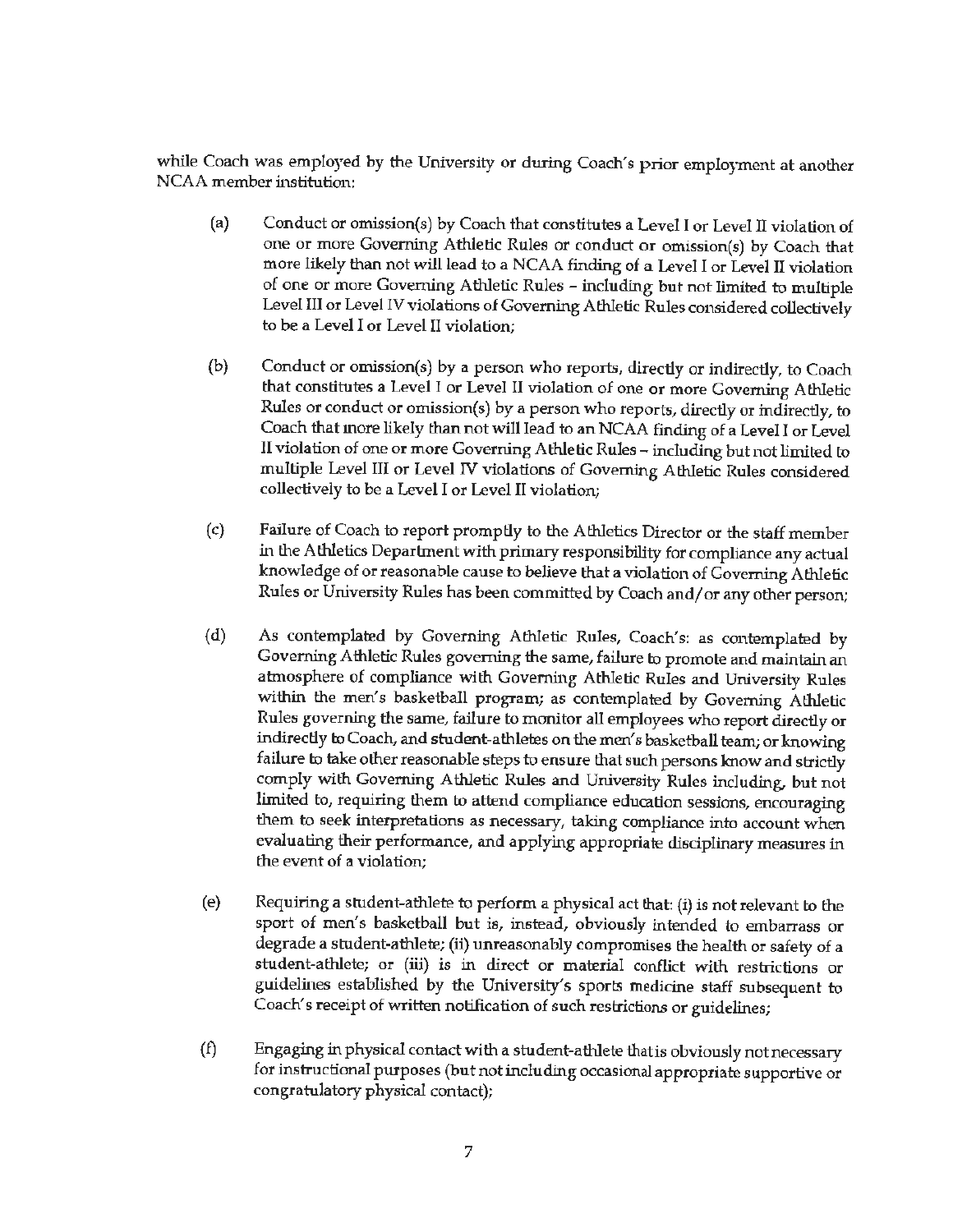while Coach was employed by the University or during Coach's prior employment at another NCAA member institution:

(a) Conduct or omission(s) by Coach that constitutes a Level I or Level II violation of one or more Governing Athletic Rules or conduct or omission(s) by Coach that more likely than not will lead to a NCAA finding of a Level I or Level II violation of one or more Governing Athletic Rules – including but not limited to multiple Level III or Level IV violations of Governing Athletic Rules considered collectively to be a Level I or Level II violation;

(b) Conduct or omission(s) by a person who reports, directly or indirectly, to Coach that constitutes a Level I or Level II violation of one or more Governing Athletic Rules or conduct or omission(s) by a person who reports, directly or indirectly, to Coach that more likely than not will lead to an NCAA finding of a Level I or Level II violation of one or more Governing Athletic Rules – including but not limited to multiple Level III or Level IV violations of Governing Athletic Rules considered collectively to be a Level I or Level II violation;

(c) Failure of Coach to report promptly to the Athletics Director or the staff member in the Athletics Department with primary responsibility for compliance any actual knowledge of or reasonable cause to believe that a violation of Governing Athletic Rules or University Rules has been committed by Coach and/or any other person;

(d) As contemplated by Governing Athletic Rules, Coach's: as contemplated by Governing Athletic Rules governing the same, failure to promote and maintain an atmosphere of compliance with Governing Athletic Rules and University Rules within the men's basketball program; as contemplated by Governing Athletic Rules governing the same, failure to monitor all employees who report directly or indirectly to Coach, and student-athletes on the men's basketball team; or knowing failure to take other reasonable steps to ensure that such persons know and strictly comply with Governing Athletic Rules and University Rules including, but not limited to, requiring them to attend compliance education sessions, encouraging them to seek interpretations as necessary, taking compliance into account when evaluating their performance, and applying appropriate disciplinary measures in the event of a violation;

(e) Requiring a student-athlete to perform a physical act that: (i) is not relevant to the sport of men's basketball but is, instead, obviously intended to embarrass or degrade a student-athlete; (ii) unreasonably compromises the health or safety of a student-athlete; or (iii) is in direct or material conflict with restrictions or guidelines established by the University's sports medicine staff subsequent to Coach's receipt of written notification of such restrictions or guidelines;

(f) Engaging in physical contact with a student-athlete that is obviously not necessary for instructional purposes (but not including occasional appropriate supportive or congratulatory physical contact);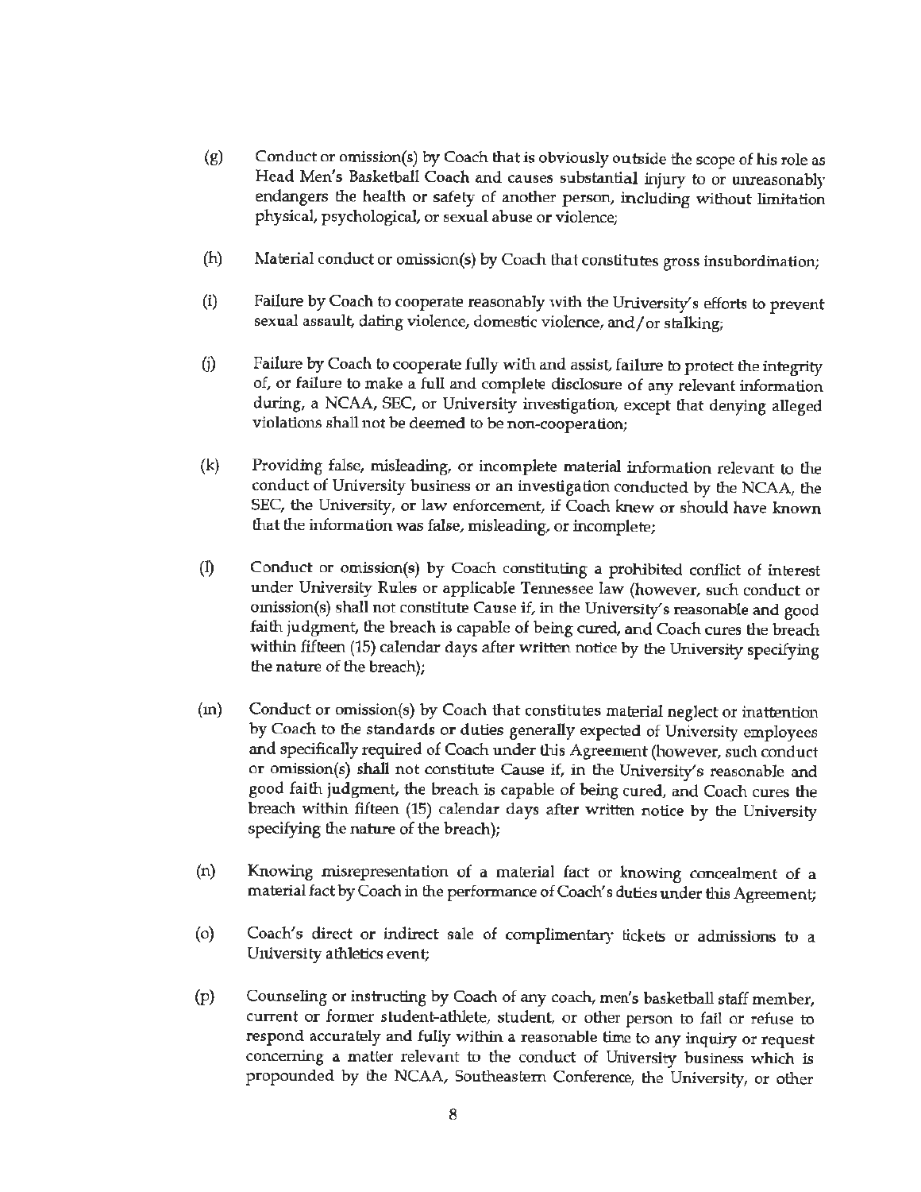(g) Conduct or omission(s) by Coach that is obviously outside the scope of his role as Head Men's Basketball Coach and causes substantial injury to or unreasonably endangers the health or safety of another person, including without limitation physical, psychological, or sexual abuse or violence;

(h) Material conduct or omission(s) by Coach that constitutes gross insubordination;

(i) Failure by Coach to cooperate reasonably with the University's efforts to prevent sexual assault, dating violence, domestic violence, and/or stalking;

(j) Failure by Coach to cooperate fully with and assist, failure to protect the integrity of, or failure to make a full and complete disclosure of any relevant information during, a NCAA, SEC, or University investigation, except that denying alleged violations shall not be deemed to be non-cooperation;

(k) Providing false, misleading, or incomplete material information relevant to the conduct of University business or an investigation conducted by the NCAA, the SEC, the University, or law enforcement, if Coach knew or should have known that the information was false, misleading, or incomplete;

(l) Conduct or omission(s) by Coach constituting a prohibited conflict of interest under University Rules or applicable Tennessee law (however, such conduct or omission(s) shall not constitute Cause if, in the University's reasonable and good faith judgment, the breach is capable of being cured, and Coach cures the breach within fifteen (15) calendar days after written notice by the University specifying the nature of the breach);

(m) Conduct or omission(s) by Coach that constitutes material neglect or inattention by Coach to the standards or duties generally expected of University employees and specifically required of Coach under this Agreement (however, such conduct or omission(s) shall not constitute Cause if, in the University's reasonable and good faith judgment, the breach is capable of being cured, and Coach cures the breach within fifteen (15) calendar days after written notice by the University specifying the nature of the breach);

(n) Knowing misrepresentation of a material fact or knowing concealment of a material fact by Coach in the performance of Coach's duties under this Agreement;

(o) Coach's direct or indirect sale of complimentary tickets or admissions to a University athletics event;

(p) Counseling or instructing by Coach of any coach, men's basketball staff member, current or former student-athlete, student, or other person to fail or refuse to respond accurately and fully within a reasonable time to any inquiry or request concerning a matter relevant to the conduct of University business which is propounded by the NCAA, Southeastern Conference, the University, or other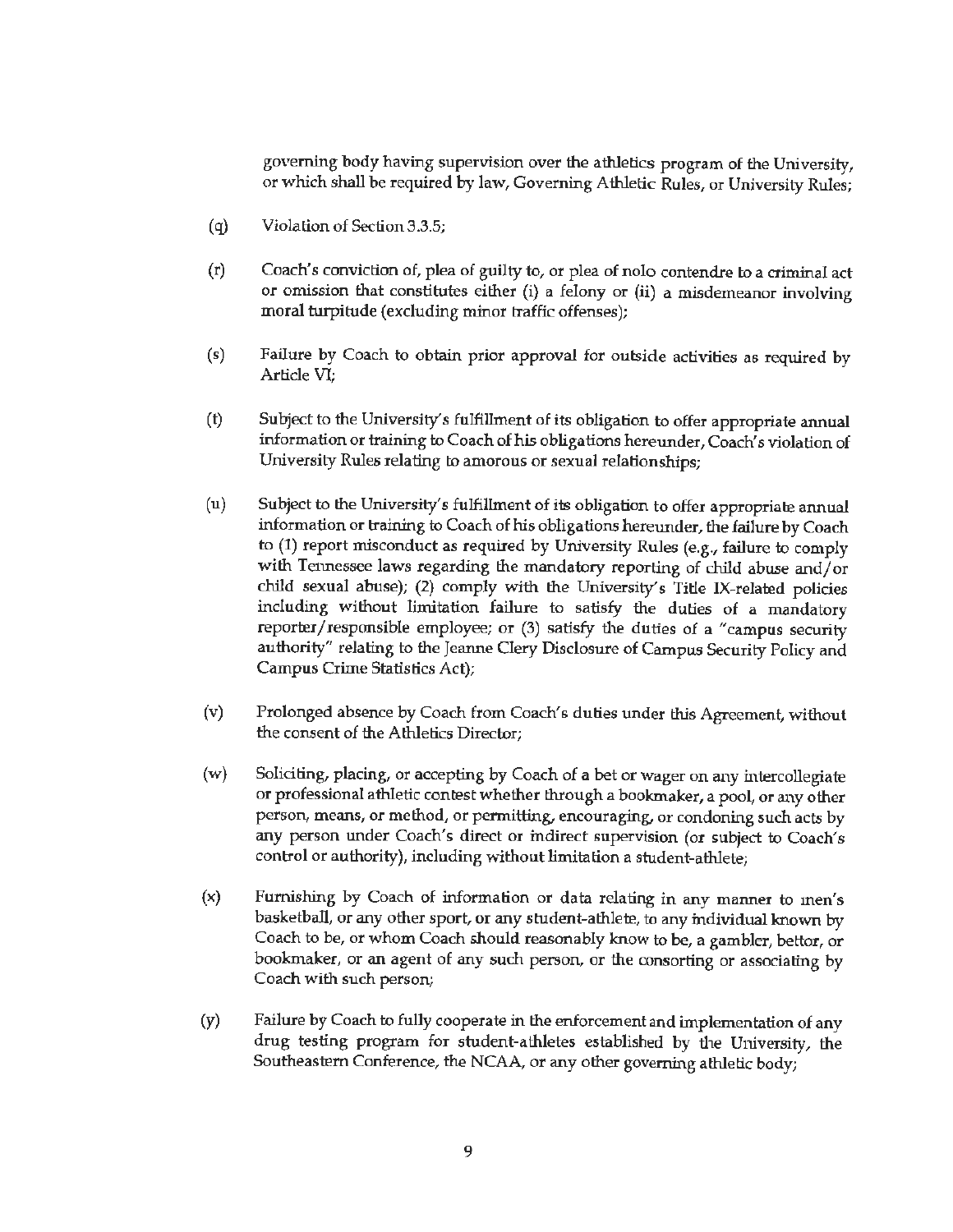governing body having supervision over the athletics program of the University, or which shall be required by law, Governing Athletic Rules, or University Rules;

(q) Violation of Section 3.3.5;

(r) Coach's conviction of, plea of guilty to, or plea of nolo contendre to a criminal act or omission that constitutes either (i) a felony or (ii) a misdemeanor involving moral turpitude (excluding minor traffic offenses);

(s) Failure by Coach to obtain prior approval for outside activities as required by Article VI;

(t) Subject to the University's fulfillment of its obligation to offer appropriate annual information or training to Coach of his obligations hereunder, Coach's violation of University Rules relating to amorous or sexual relationships;

(u) Subject to the University's fulfillment of its obligation to offer appropriate annual information or training to Coach of his obligations hereunder, the failure by Coach to (1) report misconduct as required by University Rules (e.g., failure to comply with Tennessee laws regarding the mandatory reporting of child abuse and/or child sexual abuse); (2) comply with the University's Title IX-related policies including without limitation failure to satisfy the duties of a mandatory reporter/responsible employee; or (3) satisfy the duties of a "campus security authority" relating to the Jeanne Clery Disclosure of Campus Security Policy and Campus Crime Statistics Act);

(v) Prolonged absence by Coach from Coach's duties under this Agreement, without the consent of the Athletics Director;

(w) Soliciting, placing, or accepting by Coach of a bet or wager on any intercollegiate or professional athletic contest whether through a bookmaker, a pool, or any other person, means, or method, or permitting, encouraging, or condoning such acts by any person under Coach's direct or indirect supervision (or subject to Coach's control or authority), including without limitation a student-athlete;

(x) Furnishing by Coach of information or data relating in any manner to men's basketball, or any other sport, or any student-athlete, to any individual known by Coach to be, or whom Coach should reasonably know to be, a gambler, bettor, or bookmaker, or an agent of any such person, or the consorting or associating by Coach with such person;

(y) Failure by Coach to fully cooperate in the enforcement and implementation of any drug testing program for student-athletes established by the University, the Southeastern Conference, the NCAA, or any other governing athletic body;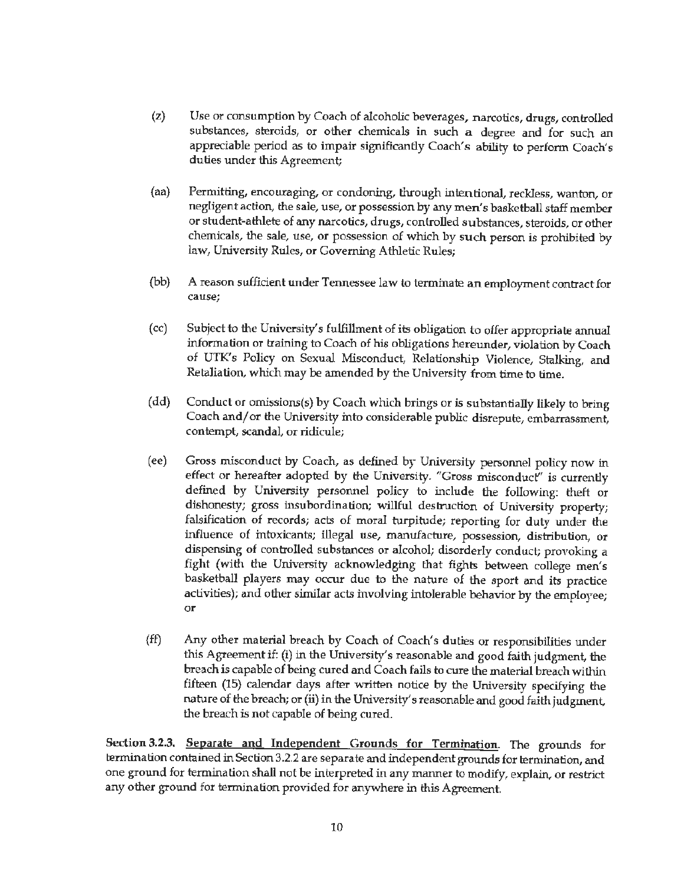(z) Use or consumption by Coach of alcoholic beverages, narcotics, drugs, controlled substances, steroids, or other chemicals in such a degree and for such an appreciable period as to impair significantly Coach's ability to perform Coach's duties under this Agreement;

(aa) Permitting, encouraging, or condoning, through intentional, reckless, wanton, or negligent action, the sale, use, or possession by any men's basketball staff member or student-athlete of any narcotics, drugs, controlled substances, steroids, or other chemicals, the sale, use, or possession of which by such person is prohibited by law, University Rules, or Governing Athletic Rules;

(bb) A reason sufficient under Tennessee law to terminate an employment contract for cause;

(cc) Subject to the University's fulfillment of its obligation to offer appropriate annual information or training to Coach of his obligations hereunder, violation by Coach of UTK's Policy on Sexual Misconduct, Relationship Violence, Stalking, and Retaliation, which may be amended by the University from time to time.

(dd) Conduct or omissions(s) by Coach which brings or is substantially likely to bring Coach and/or the University into considerable public disrepute, embarrassment, contempt, scandal, or ridicule;

(ee) Gross misconduct by Coach, as defined by University personnel policy now in effect or hereafter adopted by the University. "Gross misconduct" is currently defined by University personnel policy to include the following: theft or dishonesty; gross insubordination; willful destruction of University property; falsification of records; acts of moral turpitude; reporting for duty under the influence of intoxicants; illegal use, manufacture, possession, distribution, or dispensing of controlled substances or alcohol; disorderly conduct; provoking a fight (with the University acknowledging that fights between college men's basketball players may occur due to the nature of the sport and its practice activities); and other similar acts involving intolerable behavior by the employee; or

(ff) Any other material breach by Coach of Coach's duties or responsibilities under this Agreement if: (i) in the University's reasonable and good faith judgment, the breach is capable of being cured and Coach fails to cure the material breach within fifteen (15) calendar days after written notice by the University specifying the nature of the breach; or (ii) in the University's reasonable and good faith judgment, the breach is not capable of being cured.

**Section 3.2.3.** Separate and Independent Grounds for Termination. The grounds for termination contained in Section 3.2.2 are separate and independent grounds for termination, and one ground for termination shall not be interpreted in any manner to modify, explain, or restrict any other ground for termination provided for anywhere in this Agreement.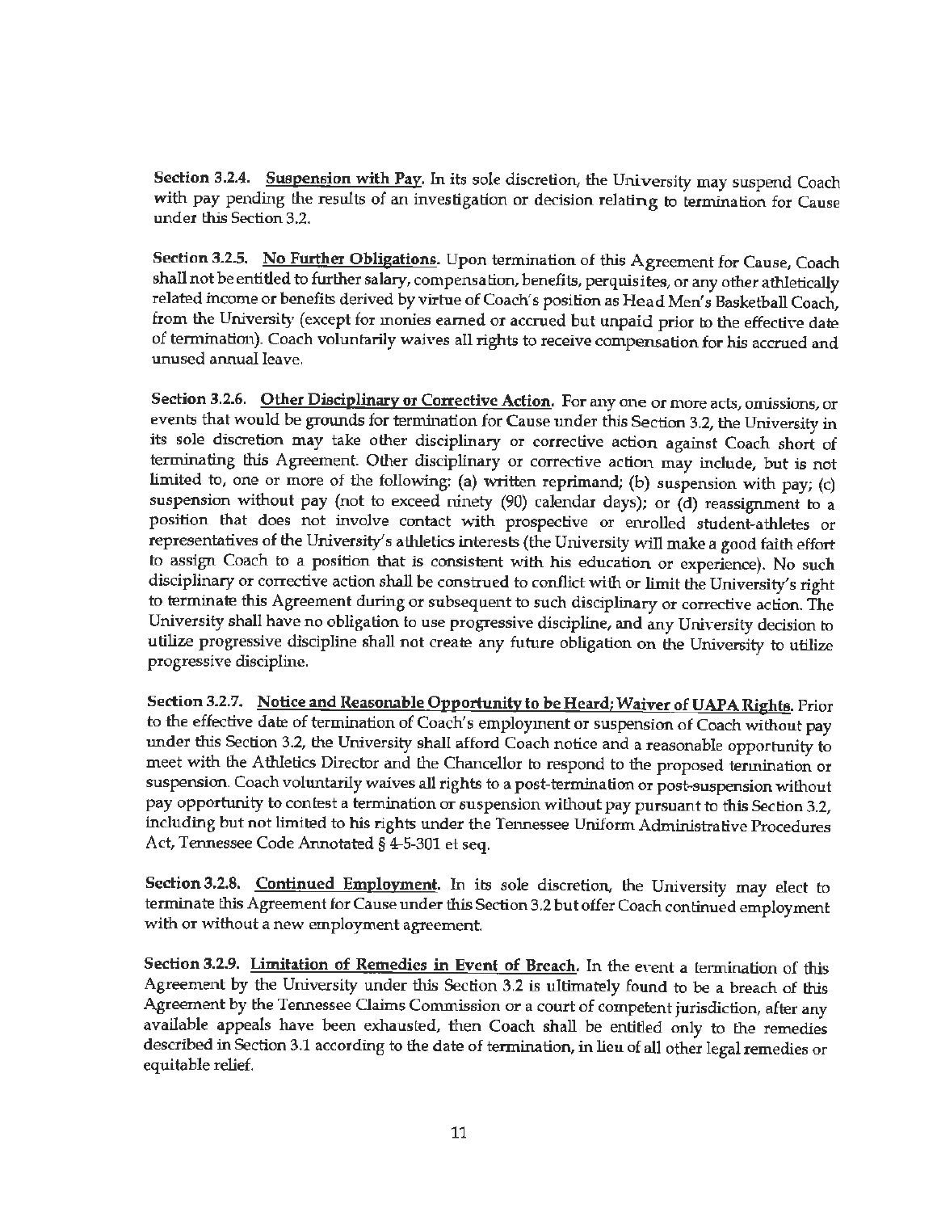**Section 3.2.4. <u>Suspension with Pay</u>.** In its sole discretion, the University may suspend Coach with pay pending the results of an investigation or decision relating to termination for Cause under this Section 3.2.

**Section 3.2.5. <u>No Further Obligations</u>.** Upon termination of this Agreement for Cause, Coach shall not be entitled to further salary, compensation, benefits, perquisites, or any other athletically related income or benefits derived by virtue of Coach's position as Head Men's Basketball Coach, from the University (except for monies earned or accrued but unpaid prior to the effective date of termination). Coach voluntarily waives all rights to receive compensation for his accrued and unused annual leave.

**Section 3.2.6. <u>Other Disciplinary or Corrective Action</u>.** For any one or more acts, omissions, or events that would be grounds for termination for Cause under this Section 3.2, the University in its sole discretion may take other disciplinary or corrective action against Coach short of terminating this Agreement. Other disciplinary or corrective action may include, but is not limited to, one or more of the following: (a) written reprimand; (b) suspension with pay; (c) suspension without pay (not to exceed ninety (90) calendar days); or (d) reassignment to a position that does not involve contact with prospective or enrolled student-athletes or representatives of the University's athletics interests (the University will make a good faith effort to assign Coach to a position that is consistent with his education or experience). No such disciplinary or corrective action shall be construed to conflict with or limit the University's right to terminate this Agreement during or subsequent to such disciplinary or corrective action. The University shall have no obligation to use progressive discipline, and any University decision to utilize progressive discipline shall not create any future obligation on the University to utilize progressive discipline.

**Section 3.2.7. <u>Notice and Reasonable Opportunity to be Heard; Waiver of UAPA Rights</u>.** Prior to the effective date of termination of Coach's employment or suspension of Coach without pay under this Section 3.2, the University shall afford Coach notice and a reasonable opportunity to meet with the Athletics Director and the Chancellor to respond to the proposed termination or suspension. Coach voluntarily waives all rights to a post-termination or post-suspension without pay opportunity to contest a termination or suspension without pay pursuant to this Section 3.2, including but not limited to his rights under the Tennessee Uniform Administrative Procedures Act, Tennessee Code Annotated § 4-5-301 et seq.

**Section 3.2.8. <u>Continued Employment</u>.** In its sole discretion, the University may elect to terminate this Agreement for Cause under this Section 3.2 but offer Coach continued employment with or without a new employment agreement.

**Section 3.2.9. <u>Limitation of Remedies in Event of Breach</u>.** In the event a termination of this Agreement by the University under this Section 3.2 is ultimately found to be a breach of this Agreement by the Tennessee Claims Commission or a court of competent jurisdiction, after any available appeals have been exhausted, then Coach shall be entitled only to the remedies described in Section 3.1 according to the date of termination, in lieu of all other legal remedies or equitable relief.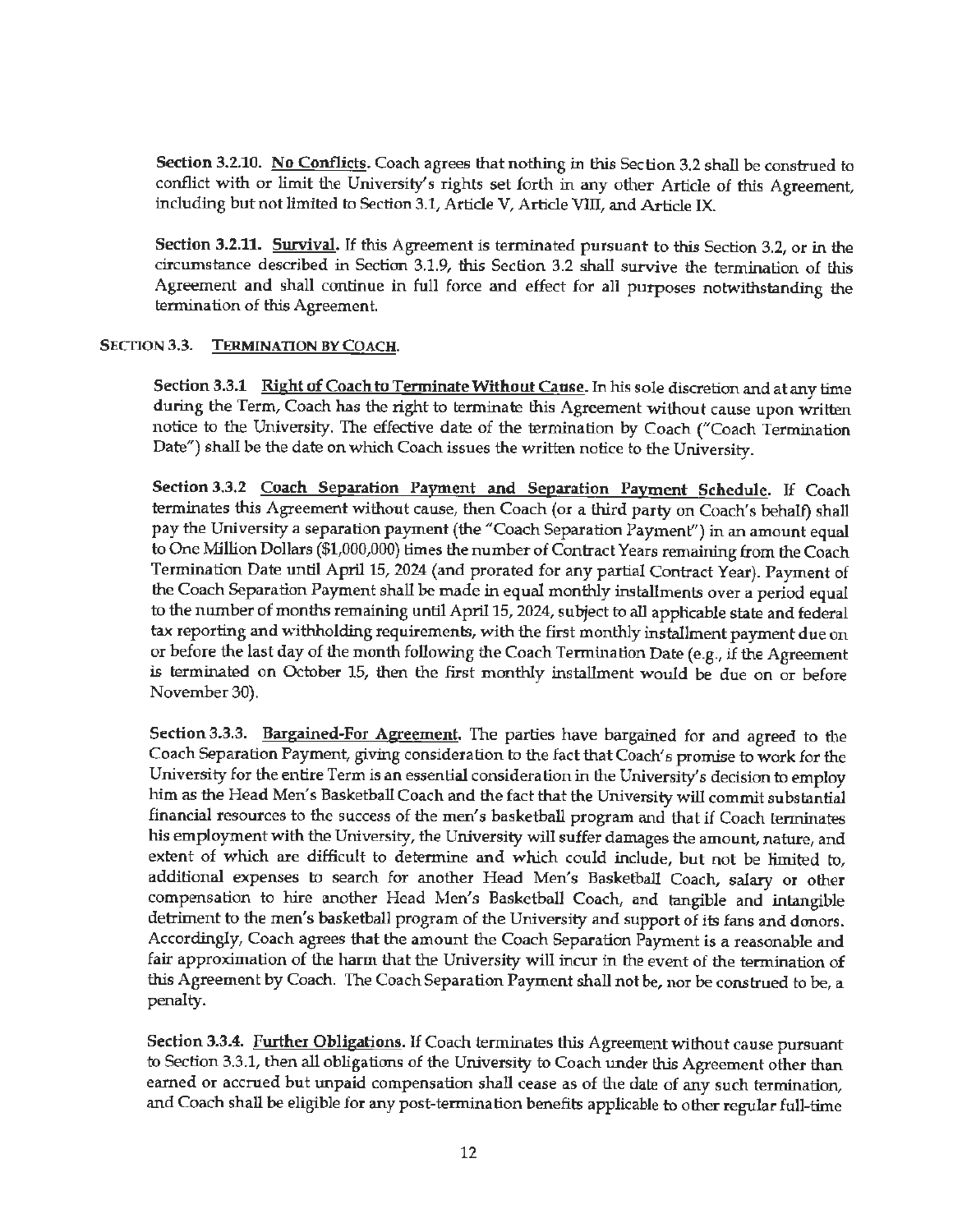**Section 3.2.10. <u>No Conflicts</u>.** Coach agrees that nothing in this Section 3.2 shall be construed to conflict with or limit the University's rights set forth in any other Article of this Agreement, including but not limited to Section 3.1, Article V, Article VIII, and Article IX.

**Section 3.2.11. <u>Survival</u>.** If this Agreement is terminated pursuant to this Section 3.2, or in the circumstance described in Section 3.1.9, this Section 3.2 shall survive the termination of this Agreement and shall continue in full force and effect for all purposes notwithstanding the termination of this Agreement.

**SECTION 3.3. <u>TERMINATION BY COACH</u>.**

**Section 3.3.1 <u>Right of Coach to Terminate Without Cause</u>.** In his sole discretion and at any time during the Term, Coach has the right to terminate this Agreement without cause upon written notice to the University. The effective date of the termination by Coach ("Coach Termination Date") shall be the date on which Coach issues the written notice to the University.

**Section 3.3.2 <u>Coach Separation Payment and Separation Payment Schedule</u>.** If Coach terminates this Agreement without cause, then Coach (or a third party on Coach's behalf) shall pay the University a separation payment (the "Coach Separation Payment") in an amount equal to One Million Dollars ($1,000,000) times the number of Contract Years remaining from the Coach Termination Date until April 15, 2024 (and prorated for any partial Contract Year). Payment of the Coach Separation Payment shall be made in equal monthly installments over a period equal to the number of months remaining until April 15, 2024, subject to all applicable state and federal tax reporting and withholding requirements, with the first monthly installment payment due on or before the last day of the month following the Coach Termination Date (e.g., if the Agreement is terminated on October 15, then the first monthly installment would be due on or before November 30).

**Section 3.3.3. <u>Bargained-For Agreement</u>.** The parties have bargained for and agreed to the Coach Separation Payment, giving consideration to the fact that Coach's promise to work for the University for the entire Term is an essential consideration in the University's decision to employ him as the Head Men's Basketball Coach and the fact that the University will commit substantial financial resources to the success of the men's basketball program and that if Coach terminates his employment with the University, the University will suffer damages the amount, nature, and extent of which are difficult to determine and which could include, but not be limited to, additional expenses to search for another Head Men's Basketball Coach, salary or other compensation to hire another Head Men's Basketball Coach, and tangible and intangible detriment to the men's basketball program of the University and support of its fans and donors. Accordingly, Coach agrees that the amount the Coach Separation Payment is a reasonable and fair approximation of the harm that the University will incur in the event of the termination of this Agreement by Coach. The Coach Separation Payment shall not be, nor be construed to be, a penalty.

**Section 3.3.4. <u>Further Obligations</u>.** If Coach terminates this Agreement without cause pursuant to Section 3.3.1, then all obligations of the University to Coach under this Agreement other than earned or accrued but unpaid compensation shall cease as of the date of any such termination, and Coach shall be eligible for any post-termination benefits applicable to other regular full-time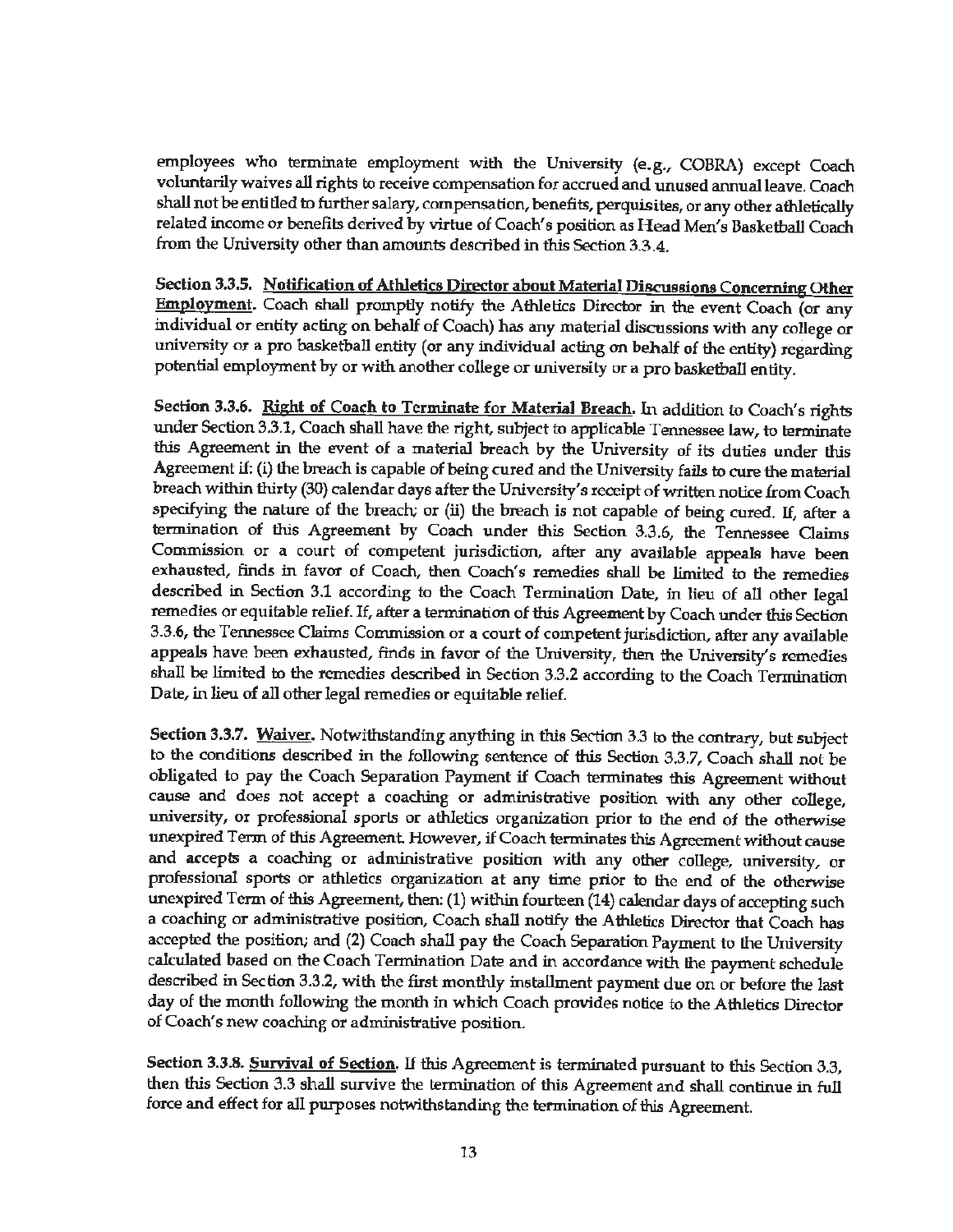employees who terminate employment with the University (e.g., COBRA) except Coach voluntarily waives all rights to receive compensation for accrued and unused annual leave. Coach shall not be entitled to further salary, compensation, benefits, perquisites, or any other athletically related income or benefits derived by virtue of Coach's position as Head Men's Basketball Coach from the University other than amounts described in this Section 3.3.4.

**Section 3.3.5.** <u>Notification of Athletics Director about Material Discussions Concerning Other Employment</u>. Coach shall promptly notify the Athletics Director in the event Coach (or any individual or entity acting on behalf of Coach) has any material discussions with any college or university or a pro basketball entity (or any individual acting on behalf of the entity) regarding potential employment by or with another college or university or a pro basketball entity.

**Section 3.3.6.** <u>Right of Coach to Terminate for Material Breach</u>. In addition to Coach's rights under Section 3.3.1, Coach shall have the right, subject to applicable Tennessee law, to terminate this Agreement in the event of a material breach by the University of its duties under this Agreement if: (i) the breach is capable of being cured and the University fails to cure the material breach within thirty (30) calendar days after the University's receipt of written notice from Coach specifying the nature of the breach; or (ii) the breach is not capable of being cured. If, after a termination of this Agreement by Coach under this Section 3.3.6, the Tennessee Claims Commission or a court of competent jurisdiction, after any available appeals have been exhausted, finds in favor of Coach, then Coach's remedies shall be limited to the remedies described in Section 3.1 according to the Coach Termination Date, in lieu of all other legal remedies or equitable relief. If, after a termination of this Agreement by Coach under this Section 3.3.6, the Tennessee Claims Commission or a court of competent jurisdiction, after any available appeals have been exhausted, finds in favor of the University, then the University's remedies shall be limited to the remedies described in Section 3.3.2 according to the Coach Termination Date, in lieu of all other legal remedies or equitable relief.

**Section 3.3.7.** <u>Waiver</u>. Notwithstanding anything in this Section 3.3 to the contrary, but subject to the conditions described in the following sentence of this Section 3.3.7, Coach shall not be obligated to pay the Coach Separation Payment if Coach terminates this Agreement without cause and does not accept a coaching or administrative position with any other college, university, or professional sports or athletics organization prior to the end of the otherwise unexpired Term of this Agreement. However, if Coach terminates this Agreement without cause and accepts a coaching or administrative position with any other college, university, or professional sports or athletics organization at any time prior to the end of the otherwise unexpired Term of this Agreement, then: (1) within fourteen (14) calendar days of accepting such a coaching or administrative position, Coach shall notify the Athletics Director that Coach has accepted the position; and (2) Coach shall pay the Coach Separation Payment to the University calculated based on the Coach Termination Date and in accordance with the payment schedule described in Section 3.3.2, with the first monthly installment payment due on or before the last day of the month following the month in which Coach provides notice to the Athletics Director of Coach's new coaching or administrative position.

**Section 3.3.8.** <u>Survival of Section</u>. If this Agreement is terminated pursuant to this Section 3.3, then this Section 3.3 shall survive the termination of this Agreement and shall continue in full force and effect for all purposes notwithstanding the termination of this Agreement.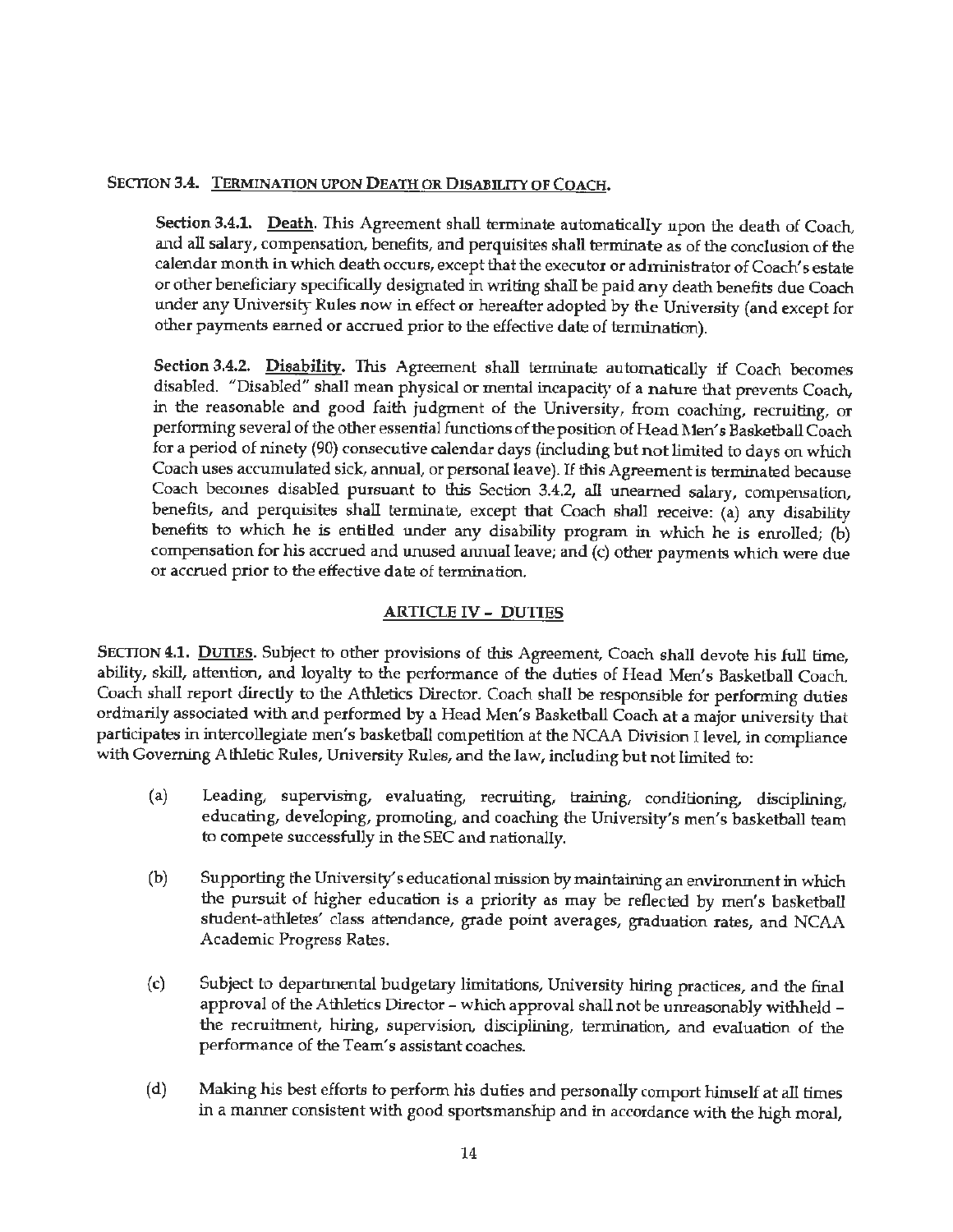**SECTION 3.4. <u>TERMINATION UPON DEATH OR DISABILITY OF COACH</u>.**

**Section 3.4.1. <u>Death</u>.** This Agreement shall terminate automatically upon the death of Coach, and all salary, compensation, benefits, and perquisites shall terminate as of the conclusion of the calendar month in which death occurs, except that the executor or administrator of Coach's estate or other beneficiary specifically designated in writing shall be paid any death benefits due Coach under any University Rules now in effect or hereafter adopted by the University (and except for other payments earned or accrued prior to the effective date of termination).

**Section 3.4.2. <u>Disability</u>.** This Agreement shall terminate automatically if Coach becomes disabled. "Disabled" shall mean physical or mental incapacity of a nature that prevents Coach, in the reasonable and good faith judgment of the University, from coaching, recruiting, or performing several of the other essential functions of the position of Head Men's Basketball Coach for a period of ninety (90) consecutive calendar days (including but not limited to days on which Coach uses accumulated sick, annual, or personal leave). If this Agreement is terminated because Coach becomes disabled pursuant to this Section 3.4.2, all unearned salary, compensation, benefits, and perquisites shall terminate, except that Coach shall receive: (a) any disability benefits to which he is entitled under any disability program in which he is enrolled; (b) compensation for his accrued and unused annual leave; and (c) other payments which were due or accrued prior to the effective date of termination.

## <u>ARTICLE IV – DUTIES</u>

**SECTION 4.1. <u>DUTIES</u>.** Subject to other provisions of this Agreement, Coach shall devote his full time, ability, skill, attention, and loyalty to the performance of the duties of Head Men's Basketball Coach. Coach shall report directly to the Athletics Director. Coach shall be responsible for performing duties ordinarily associated with and performed by a Head Men's Basketball Coach at a major university that participates in intercollegiate men's basketball competition at the NCAA Division I level, in compliance with Governing Athletic Rules, University Rules, and the law, including but not limited to:

(a) Leading, supervising, evaluating, recruiting, training, conditioning, disciplining, educating, developing, promoting, and coaching the University's men's basketball team to compete successfully in the SEC and nationally.

(b) Supporting the University's educational mission by maintaining an environment in which the pursuit of higher education is a priority as may be reflected by men's basketball student-athletes' class attendance, grade point averages, graduation rates, and NCAA Academic Progress Rates.

(c) Subject to departmental budgetary limitations, University hiring practices, and the final approval of the Athletics Director – which approval shall not be unreasonably withheld – the recruitment, hiring, supervision, disciplining, termination, and evaluation of the performance of the Team's assistant coaches.

(d) Making his best efforts to perform his duties and personally comport himself at all times in a manner consistent with good sportsmanship and in accordance with the high moral,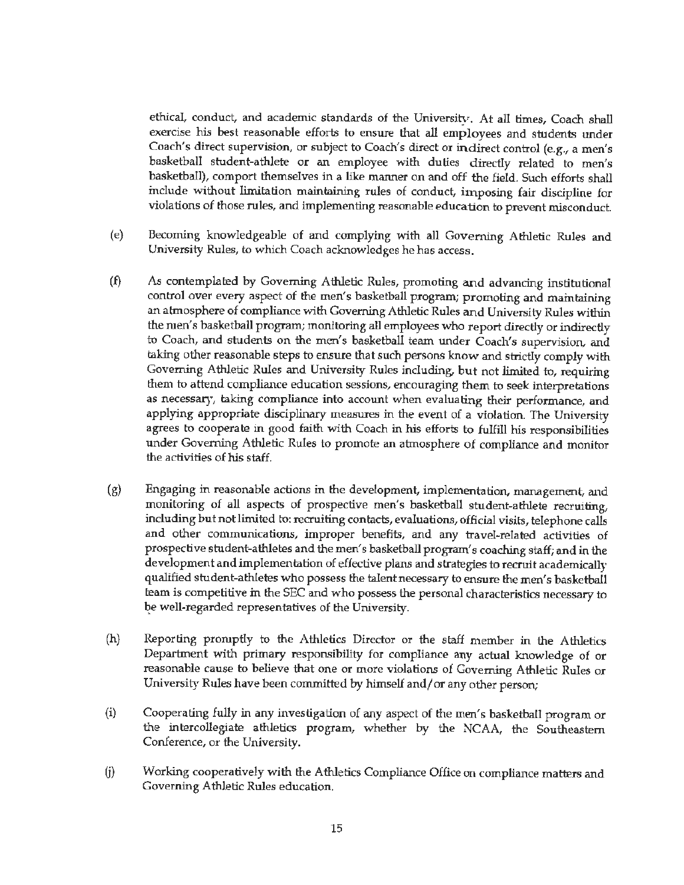ethical, conduct, and academic standards of the University. At all times, Coach shall exercise his best reasonable efforts to ensure that all employees and students under Coach's direct supervision, or subject to Coach's direct or indirect control (e.g., a men's basketball student-athlete or an employee with duties directly related to men's basketball), comport themselves in a like manner on and off the field. Such efforts shall include without limitation maintaining rules of conduct, imposing fair discipline for violations of those rules, and implementing reasonable education to prevent misconduct.

(e) Becoming knowledgeable of and complying with all Governing Athletic Rules and University Rules, to which Coach acknowledges he has access.

(f) As contemplated by Governing Athletic Rules, promoting and advancing institutional control over every aspect of the men's basketball program; promoting and maintaining an atmosphere of compliance with Governing Athletic Rules and University Rules within the men's basketball program; monitoring all employees who report directly or indirectly to Coach, and students on the men's basketball team under Coach's supervision, and taking other reasonable steps to ensure that such persons know and strictly comply with Governing Athletic Rules and University Rules including, but not limited to, requiring them to attend compliance education sessions, encouraging them to seek interpretations as necessary, taking compliance into account when evaluating their performance, and applying appropriate disciplinary measures in the event of a violation. The University agrees to cooperate in good faith with Coach in his efforts to fulfill his responsibilities under Governing Athletic Rules to promote an atmosphere of compliance and monitor the activities of his staff.

(g) Engaging in reasonable actions in the development, implementation, management, and monitoring of all aspects of prospective men's basketball student-athlete recruiting, including but not limited to: recruiting contacts, evaluations, official visits, telephone calls and other communications, improper benefits, and any travel-related activities of prospective student-athletes and the men's basketball program's coaching staff; and in the development and implementation of effective plans and strategies to recruit academically qualified student-athletes who possess the talent necessary to ensure the men's basketball team is competitive in the SEC and who possess the personal characteristics necessary to be well-regarded representatives of the University.

(h) Reporting promptly to the Athletics Director or the staff member in the Athletics Department with primary responsibility for compliance any actual knowledge of or reasonable cause to believe that one or more violations of Governing Athletic Rules or University Rules have been committed by himself and/or any other person;

(i) Cooperating fully in any investigation of any aspect of the men's basketball program or the intercollegiate athletics program, whether by the NCAA, the Southeastern Conference, or the University.

(j) Working cooperatively with the Athletics Compliance Office on compliance matters and Governing Athletic Rules education.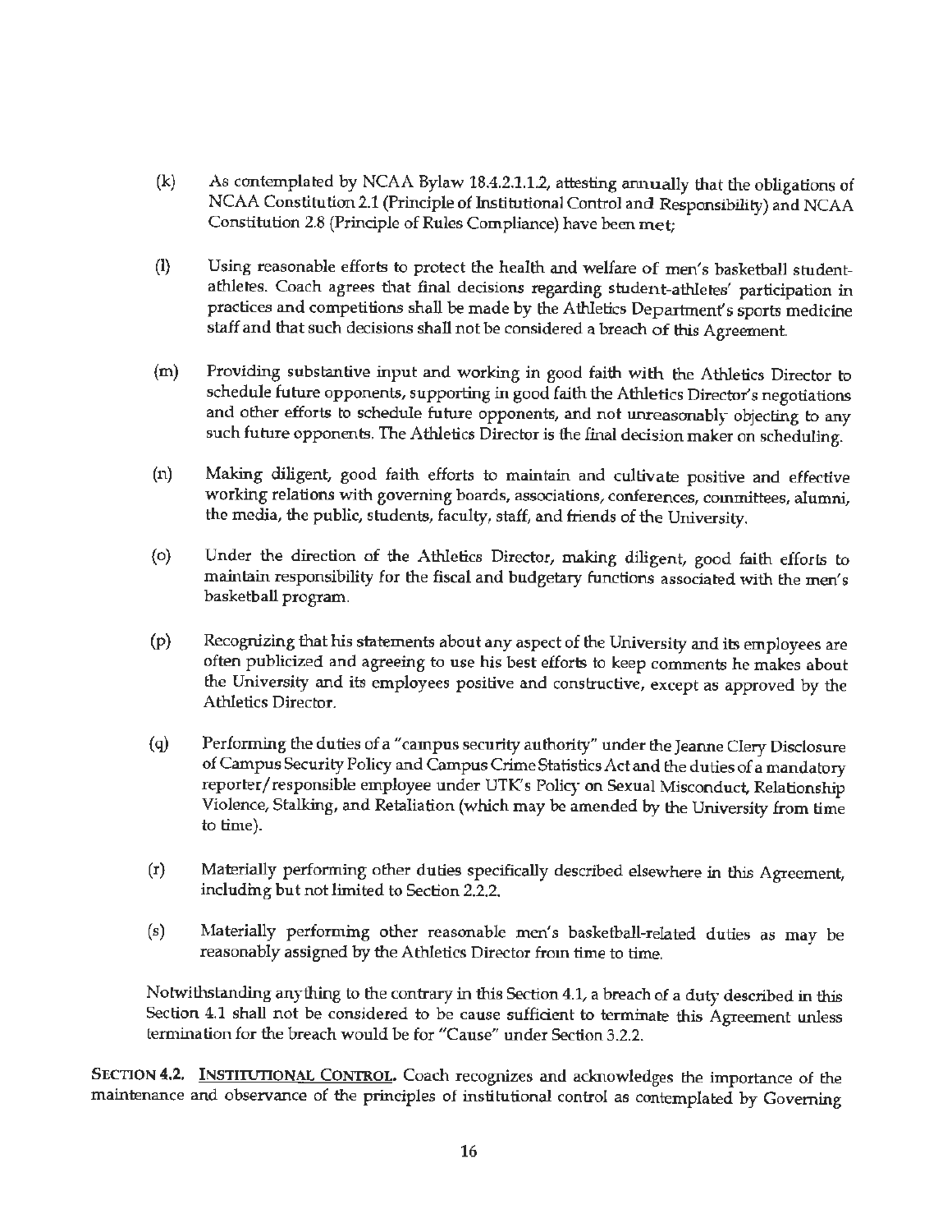(k) As contemplated by NCAA Bylaw 18.4.2.1.1.2, attesting annually that the obligations of NCAA Constitution 2.1 (Principle of Institutional Control and Responsibility) and NCAA Constitution 2.8 (Principle of Rules Compliance) have been met;

(l) Using reasonable efforts to protect the health and welfare of men's basketball student-athletes. Coach agrees that final decisions regarding student-athletes' participation in practices and competitions shall be made by the Athletics Department's sports medicine staff and that such decisions shall not be considered a breach of this Agreement.

(m) Providing substantive input and working in good faith with the Athletics Director to schedule future opponents, supporting in good faith the Athletics Director's negotiations and other efforts to schedule future opponents, and not unreasonably objecting to any such future opponents. The Athletics Director is the final decision maker on scheduling.

(n) Making diligent, good faith efforts to maintain and cultivate positive and effective working relations with governing boards, associations, conferences, committees, alumni, the media, the public, students, faculty, staff, and friends of the University.

(o) Under the direction of the Athletics Director, making diligent, good faith efforts to maintain responsibility for the fiscal and budgetary functions associated with the men's basketball program.

(p) Recognizing that his statements about any aspect of the University and its employees are often publicized and agreeing to use his best efforts to keep comments he makes about the University and its employees positive and constructive, except as approved by the Athletics Director.

(q) Performing the duties of a "campus security authority" under the Jeanne Clery Disclosure of Campus Security Policy and Campus Crime Statistics Act and the duties of a mandatory reporter/responsible employee under UTK's Policy on Sexual Misconduct, Relationship Violence, Stalking, and Retaliation (which may be amended by the University from time to time).

(r) Materially performing other duties specifically described elsewhere in this Agreement, including but not limited to Section 2.2.2.

(s) Materially performing other reasonable men's basketball-related duties as may be reasonably assigned by the Athletics Director from time to time.

Notwithstanding anything to the contrary in this Section 4.1, a breach of a duty described in this Section 4.1 shall not be considered to be cause sufficient to terminate this Agreement unless termination for the breach would be for "Cause" under Section 3.2.2.

**SECTION 4.2. INSTITUTIONAL CONTROL.** Coach recognizes and acknowledges the importance of the maintenance and observance of the principles of institutional control as contemplated by Governing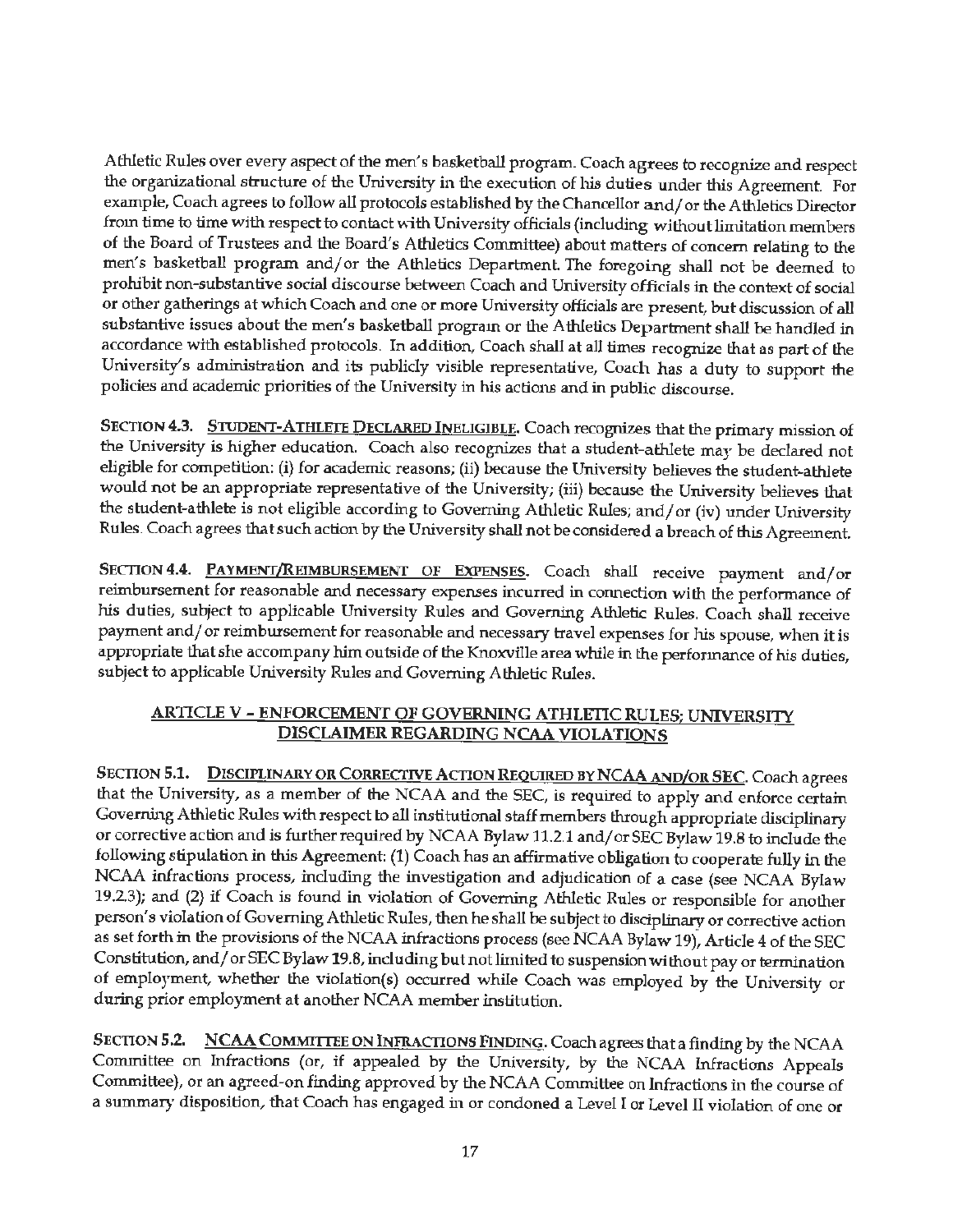Athletic Rules over every aspect of the men's basketball program. Coach agrees to recognize and respect the organizational structure of the University in the execution of his duties under this Agreement. For example, Coach agrees to follow all protocols established by the Chancellor and/or the Athletics Director from time to time with respect to contact with University officials (including without limitation members of the Board of Trustees and the Board's Athletics Committee) about matters of concern relating to the men's basketball program and/or the Athletics Department. The foregoing shall not be deemed to prohibit non-substantive social discourse between Coach and University officials in the context of social or other gatherings at which Coach and one or more University officials are present, but discussion of all substantive issues about the men's basketball program or the Athletics Department shall be handled in accordance with established protocols. In addition, Coach shall at all times recognize that as part of the University's administration and its publicly visible representative, Coach has a duty to support the policies and academic priorities of the University in his actions and in public discourse.

**SECTION 4.3. <u>STUDENT-ATHLETE DECLARED INELIGIBLE</u>.** Coach recognizes that the primary mission of the University is higher education. Coach also recognizes that a student-athlete may be declared not eligible for competition: (i) for academic reasons; (ii) because the University believes the student-athlete would not be an appropriate representative of the University; (iii) because the University believes that the student-athlete is not eligible according to Governing Athletic Rules; and/or (iv) under University Rules. Coach agrees that such action by the University shall not be considered a breach of this Agreement.

**SECTION 4.4. <u>PAYMENT/REIMBURSEMENT OF EXPENSES</u>.** Coach shall receive payment and/or reimbursement for reasonable and necessary expenses incurred in connection with the performance of his duties, subject to applicable University Rules and Governing Athletic Rules. Coach shall receive payment and/or reimbursement for reasonable and necessary travel expenses for his spouse, when it is appropriate that she accompany him outside of the Knoxville area while in the performance of his duties, subject to applicable University Rules and Governing Athletic Rules.

## <u>ARTICLE V – ENFORCEMENT OF GOVERNING ATHLETIC RULES; UNIVERSITY DISCLAIMER REGARDING NCAA VIOLATIONS</u>

**SECTION 5.1. <u>DISCIPLINARY OR CORRECTIVE ACTION REQUIRED BY NCAA AND/OR SEC</u>.** Coach agrees that the University, as a member of the NCAA and the SEC, is required to apply and enforce certain Governing Athletic Rules with respect to all institutional staff members through appropriate disciplinary or corrective action and is further required by NCAA Bylaw 11.2.1 and/or SEC Bylaw 19.8 to include the following stipulation in this Agreement: (1) Coach has an affirmative obligation to cooperate fully in the NCAA infractions process, including the investigation and adjudication of a case (see NCAA Bylaw 19.2.3); and (2) if Coach is found in violation of Governing Athletic Rules or responsible for another person's violation of Governing Athletic Rules, then he shall be subject to disciplinary or corrective action as set forth in the provisions of the NCAA infractions process (see NCAA Bylaw 19), Article 4 of the SEC Constitution, and/or SEC Bylaw 19.8, including but not limited to suspension without pay or termination of employment, whether the violation(s) occurred while Coach was employed by the University or during prior employment at another NCAA member institution.

**SECTION 5.2. <u>NCAA COMMITTEE ON INFRACTIONS FINDING</u>.** Coach agrees that a finding by the NCAA Committee on Infractions (or, if appealed by the University, by the NCAA Infractions Appeals Committee), or an agreed-on finding approved by the NCAA Committee on Infractions in the course of a summary disposition, that Coach has engaged in or condoned a Level I or Level II violation of one or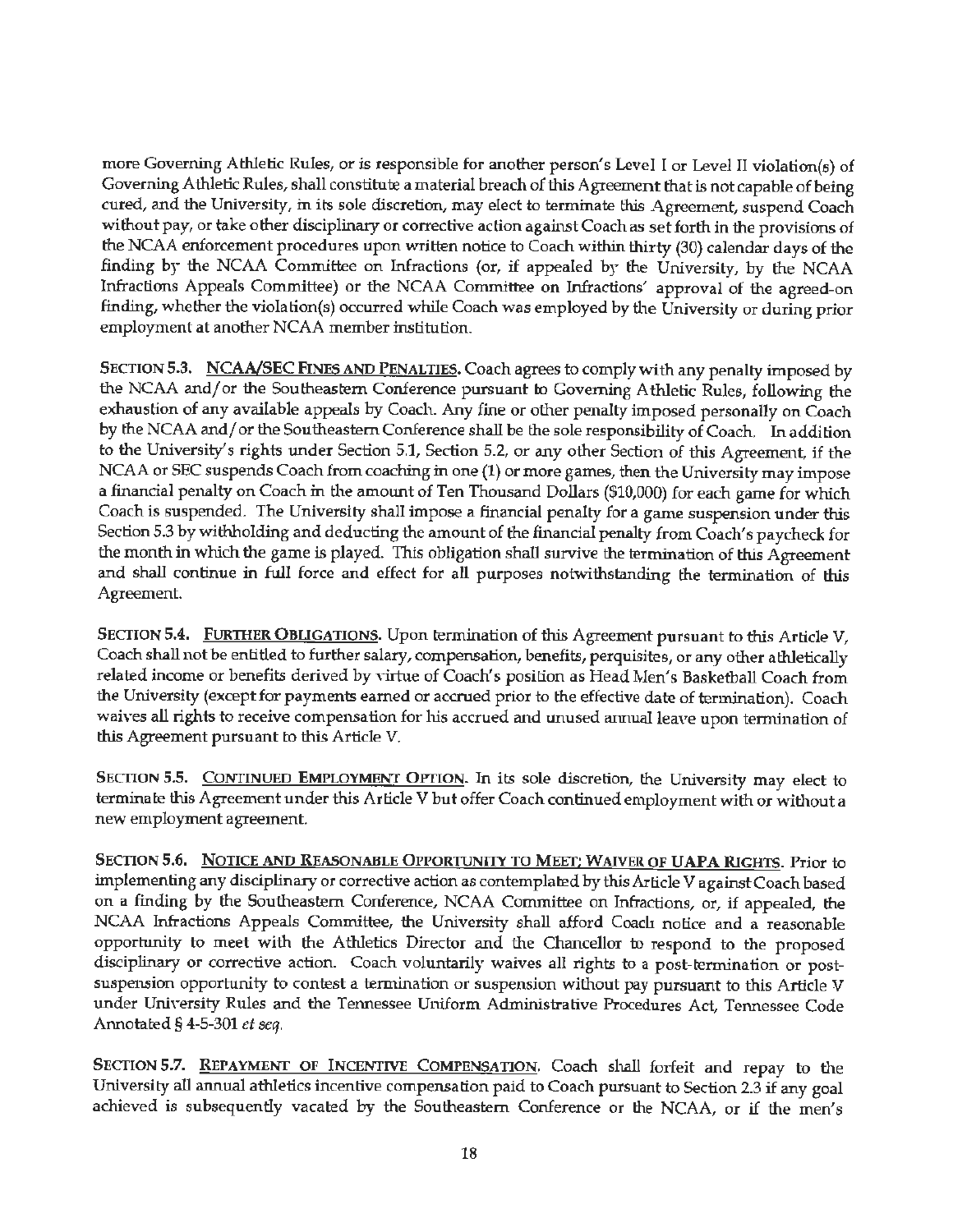more Governing Athletic Rules, or is responsible for another person's Level I or Level II violation(s) of Governing Athletic Rules, shall constitute a material breach of this Agreement that is not capable of being cured, and the University, in its sole discretion, may elect to terminate this Agreement, suspend Coach without pay, or take other disciplinary or corrective action against Coach as set forth in the provisions of the NCAA enforcement procedures upon written notice to Coach within thirty (30) calendar days of the finding by the NCAA Committee on Infractions (or, if appealed by the University, by the NCAA Infractions Appeals Committee) or the NCAA Committee on Infractions' approval of the agreed-on finding, whether the violation(s) occurred while Coach was employed by the University or during prior employment at another NCAA member institution.

**SECTION 5.3. <u>NCAA/SEC FINES AND PENALTIES</u>.** Coach agrees to comply with any penalty imposed by the NCAA and/or the Southeastern Conference pursuant to Governing Athletic Rules, following the exhaustion of any available appeals by Coach. Any fine or other penalty imposed personally on Coach by the NCAA and/or the Southeastern Conference shall be the sole responsibility of Coach. In addition to the University's rights under Section 5.1, Section 5.2, or any other Section of this Agreement, if the NCAA or SEC suspends Coach from coaching in one (1) or more games, then the University may impose a financial penalty on Coach in the amount of Ten Thousand Dollars ($10,000) for each game for which Coach is suspended. The University shall impose a financial penalty for a game suspension under this Section 5.3 by withholding and deducting the amount of the financial penalty from Coach's paycheck for the month in which the game is played. This obligation shall survive the termination of this Agreement and shall continue in full force and effect for all purposes notwithstanding the termination of this Agreement.

**SECTION 5.4. <u>FURTHER OBLIGATIONS</u>.** Upon termination of this Agreement pursuant to this Article V, Coach shall not be entitled to further salary, compensation, benefits, perquisites, or any other athletically related income or benefits derived by virtue of Coach's position as Head Men's Basketball Coach from the University (except for payments earned or accrued prior to the effective date of termination). Coach waives all rights to receive compensation for his accrued and unused annual leave upon termination of this Agreement pursuant to this Article V.

**SECTION 5.5. <u>CONTINUED EMPLOYMENT OPTION</u>.** In its sole discretion, the University may elect to terminate this Agreement under this Article V but offer Coach continued employment with or without a new employment agreement.

**SECTION 5.6. <u>NOTICE AND REASONABLE OPPORTUNITY TO MEET; WAIVER OF UAPA RIGHTS</u>.** Prior to implementing any disciplinary or corrective action as contemplated by this Article V against Coach based on a finding by the Southeastern Conference, NCAA Committee on Infractions, or, if appealed, the NCAA Infractions Appeals Committee, the University shall afford Coach notice and a reasonable opportunity to meet with the Athletics Director and the Chancellor to respond to the proposed disciplinary or corrective action. Coach voluntarily waives all rights to a post-termination or post-suspension opportunity to contest a termination or suspension without pay pursuant to this Article V under University Rules and the Tennessee Uniform Administrative Procedures Act, Tennessee Code Annotated § 4-5-301 *et seq.*

**SECTION 5.7. <u>REPAYMENT OF INCENTIVE COMPENSATION</u>.** Coach shall forfeit and repay to the University all annual athletics incentive compensation paid to Coach pursuant to Section 2.3 if any goal achieved is subsequently vacated by the Southeastern Conference or the NCAA, or if the men's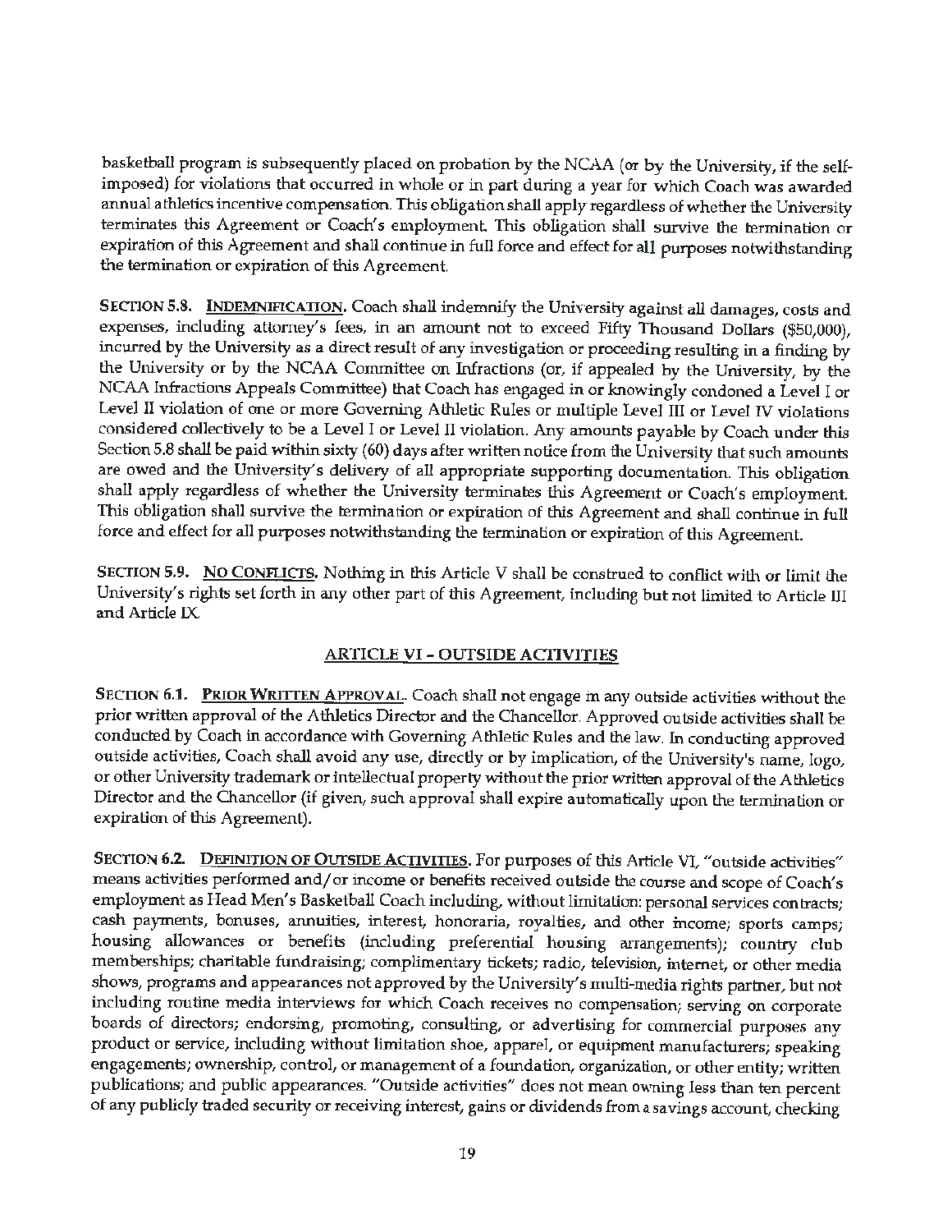basketball program is subsequently placed on probation by the NCAA (or by the University, if the self-imposed) for violations that occurred in whole or in part during a year for which Coach was awarded annual athletics incentive compensation. This obligation shall apply regardless of whether the University terminates this Agreement or Coach's employment. This obligation shall survive the termination or expiration of this Agreement and shall continue in full force and effect for all purposes notwithstanding the termination or expiration of this Agreement.

**SECTION 5.8. <u>INDEMNIFICATION</u>.** Coach shall indemnify the University against all damages, costs and expenses, including attorney's fees, in an amount not to exceed Fifty Thousand Dollars ($50,000), incurred by the University as a direct result of any investigation or proceeding resulting in a finding by the University or by the NCAA Committee on Infractions (or, if appealed by the University, by the NCAA Infractions Appeals Committee) that Coach has engaged in or knowingly condoned a Level I or Level II violation of one or more Governing Athletic Rules or multiple Level III or Level IV violations considered collectively to be a Level I or Level II violation. Any amounts payable by Coach under this Section 5.8 shall be paid within sixty (60) days after written notice from the University that such amounts are owed and the University's delivery of all appropriate supporting documentation. This obligation shall apply regardless of whether the University terminates this Agreement or Coach's employment. This obligation shall survive the termination or expiration of this Agreement and shall continue in full force and effect for all purposes notwithstanding the termination or expiration of this Agreement.

**SECTION 5.9. <u>NO CONFLICTS</u>.** Nothing in this Article V shall be construed to conflict with or limit the University's rights set forth in any other part of this Agreement, including but not limited to Article III and Article IX.

## ARTICLE VI - OUTSIDE ACTIVITIES

**SECTION 6.1. <u>PRIOR WRITTEN APPROVAL</u>.** Coach shall not engage in any outside activities without the prior written approval of the Athletics Director and the Chancellor. Approved outside activities shall be conducted by Coach in accordance with Governing Athletic Rules and the law. In conducting approved outside activities, Coach shall avoid any use, directly or by implication, of the University's name, logo, or other University trademark or intellectual property without the prior written approval of the Athletics Director and the Chancellor (if given, such approval shall expire automatically upon the termination or expiration of this Agreement).

**SECTION 6.2. <u>DEFINITION OF OUTSIDE ACTIVITIES</u>.** For purposes of this Article VI, "outside activities" means activities performed and/or income or benefits received outside the course and scope of Coach's employment as Head Men's Basketball Coach including, without limitation: personal services contracts; cash payments, bonuses, annuities, interest, honoraria, royalties, and other income; sports camps; housing allowances or benefits (including preferential housing arrangements); country club memberships; charitable fundraising; complimentary tickets; radio, television, internet, or other media shows, programs and appearances not approved by the University's multi-media rights partner, but not including routine media interviews for which Coach receives no compensation; serving on corporate boards of directors; endorsing, promoting, consulting, or advertising for commercial purposes any product or service, including without limitation shoe, apparel, or equipment manufacturers; speaking engagements; ownership, control, or management of a foundation, organization, or other entity; written publications; and public appearances. "Outside activities" does not mean owning less than ten percent of any publicly traded security or receiving interest, gains or dividends from a savings account, checking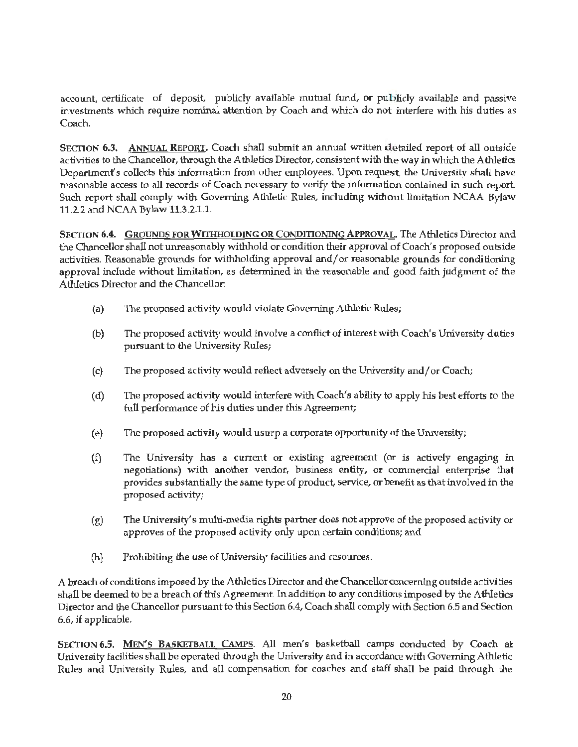account, certificate of deposit, publicly available mutual fund, or publicly available and passive investments which require nominal attention by Coach and which do not interfere with his duties as Coach.

**SECTION 6.3. ANNUAL REPORT.** Coach shall submit an annual written detailed report of all outside activities to the Chancellor, through the Athletics Director, consistent with the way in which the Athletics Department's collects this information from other employees. Upon request, the University shall have reasonable access to all records of Coach necessary to verify the information contained in such report. Such report shall comply with Governing Athletic Rules, including without limitation NCAA Bylaw 11.2.2 and NCAA Bylaw 11.3.2.1.1.

**SECTION 6.4. GROUNDS FOR WITHHOLDING OR CONDITIONING APPROVAL.** The Athletics Director and the Chancellor shall not unreasonably withhold or condition their approval of Coach's proposed outside activities. Reasonable grounds for withholding approval and/or reasonable grounds for conditioning approval include without limitation, as determined in the reasonable and good faith judgment of the Athletics Director and the Chancellor:

(a) The proposed activity would violate Governing Athletic Rules;

(b) The proposed activity would involve a conflict of interest with Coach's University duties pursuant to the University Rules;

(c) The proposed activity would reflect adversely on the University and/or Coach;

(d) The proposed activity would interfere with Coach's ability to apply his best efforts to the full performance of his duties under this Agreement;

(e) The proposed activity would usurp a corporate opportunity of the University;

(f) The University has a current or existing agreement (or is actively engaging in negotiations) with another vendor, business entity, or commercial enterprise that provides substantially the same type of product, service, or benefit as that involved in the proposed activity;

(g) The University's multi-media rights partner does not approve of the proposed activity or approves of the proposed activity only upon certain conditions; and

(h) Prohibiting the use of University facilities and resources.

A breach of conditions imposed by the Athletics Director and the Chancellor concerning outside activities shall be deemed to be a breach of this Agreement. In addition to any conditions imposed by the Athletics Director and the Chancellor pursuant to this Section 6.4, Coach shall comply with Section 6.5 and Section 6.6, if applicable.

**SECTION 6.5. MEN'S BASKETBALL CAMPS.** All men's basketball camps conducted by Coach at University facilities shall be operated through the University and in accordance with Governing Athletic Rules and University Rules, and all compensation for coaches and staff shall be paid through the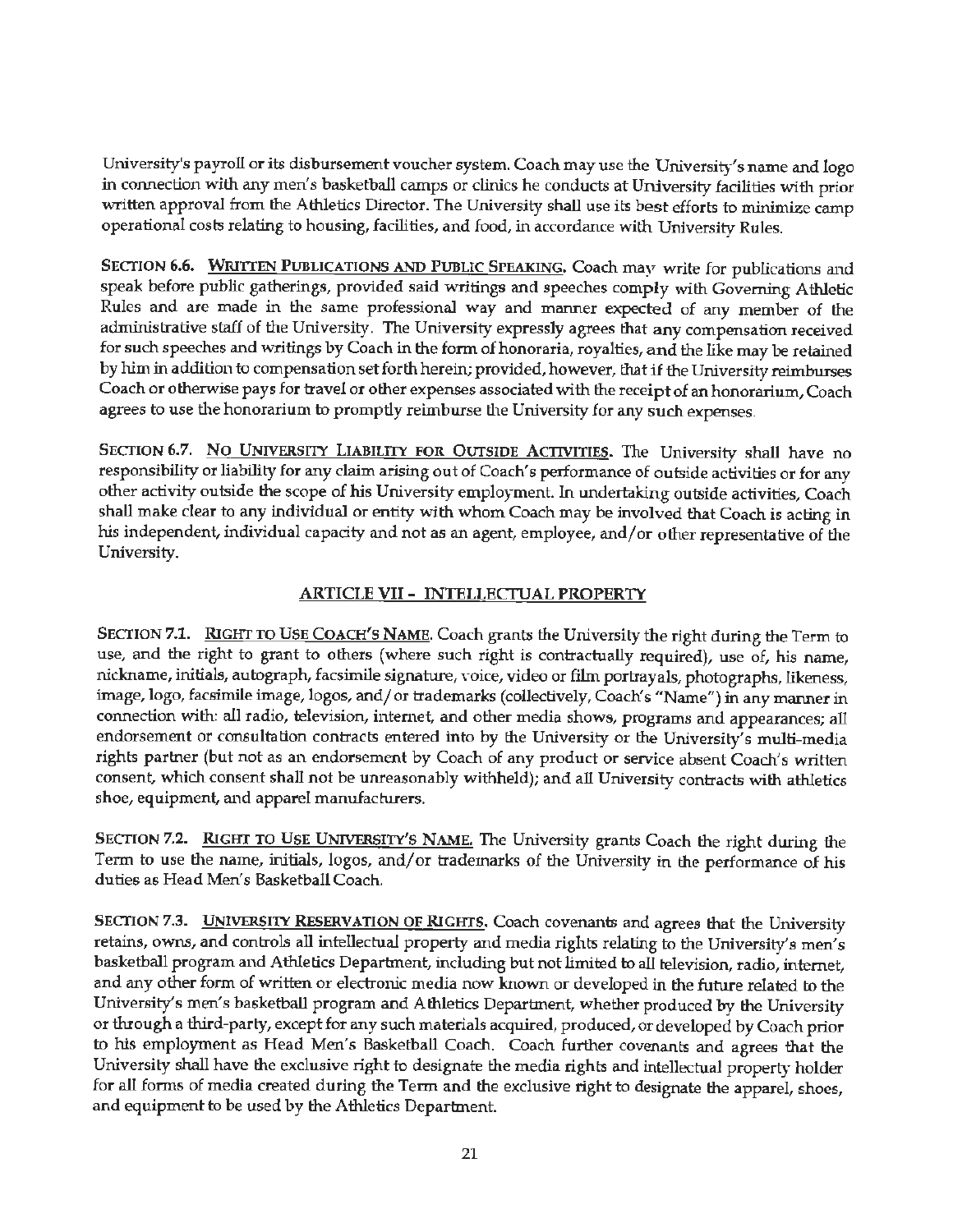University's payroll or its disbursement voucher system. Coach may use the University's name and logo in connection with any men's basketball camps or clinics he conducts at University facilities with prior written approval from the Athletics Director. The University shall use its best efforts to minimize camp operational costs relating to housing, facilities, and food, in accordance with University Rules.

**SECTION 6.6. <u>WRITTEN PUBLICATIONS AND PUBLIC SPEAKING</u>.** Coach may write for publications and speak before public gatherings, provided said writings and speeches comply with Governing Athletic Rules and are made in the same professional way and manner expected of any member of the administrative staff of the University. The University expressly agrees that any compensation received for such speeches and writings by Coach in the form of honoraria, royalties, and the like may be retained by him in addition to compensation set forth herein; provided, however, that if the University reimburses Coach or otherwise pays for travel or other expenses associated with the receipt of an honorarium, Coach agrees to use the honorarium to promptly reimburse the University for any such expenses.

**SECTION 6.7. <u>NO UNIVERSITY LIABILITY FOR OUTSIDE ACTIVITIES</u>.** The University shall have no responsibility or liability for any claim arising out of Coach's performance of outside activities or for any other activity outside the scope of his University employment. In undertaking outside activities, Coach shall make clear to any individual or entity with whom Coach may be involved that Coach is acting in his independent, individual capacity and not as an agent, employee, and/or other representative of the University.

## ARTICLE VII - INTELLECTUAL PROPERTY

**SECTION 7.1. <u>RIGHT TO USE COACH'S NAME</u>.** Coach grants the University the right during the Term to use, and the right to grant to others (where such right is contractually required), use of, his name, nickname, initials, autograph, facsimile signature, voice, video or film portrayals, photographs, likeness, image, logo, facsimile image, logos, and/or trademarks (collectively, Coach's "Name") in any manner in connection with: all radio, television, internet, and other media shows, programs and appearances; all endorsement or consultation contracts entered into by the University or the University's multi-media rights partner (but not as an endorsement by Coach of any product or service absent Coach's written consent, which consent shall not be unreasonably withheld); and all University contracts with athletics shoe, equipment, and apparel manufacturers.

**SECTION 7.2. <u>RIGHT TO USE UNIVERSITY'S NAME</u>.** The University grants Coach the right during the Term to use the name, initials, logos, and/or trademarks of the University in the performance of his duties as Head Men's Basketball Coach.

**SECTION 7.3. <u>UNIVERSITY RESERVATION OF RIGHTS</u>.** Coach covenants and agrees that the University retains, owns, and controls all intellectual property and media rights relating to the University's men's basketball program and Athletics Department, including but not limited to all television, radio, internet, and any other form of written or electronic media now known or developed in the future related to the University's men's basketball program and Athletics Department, whether produced by the University or through a third-party, except for any such materials acquired, produced, or developed by Coach prior to his employment as Head Men's Basketball Coach. Coach further covenants and agrees that the University shall have the exclusive right to designate the media rights and intellectual property holder for all forms of media created during the Term and the exclusive right to designate the apparel, shoes, and equipment to be used by the Athletics Department.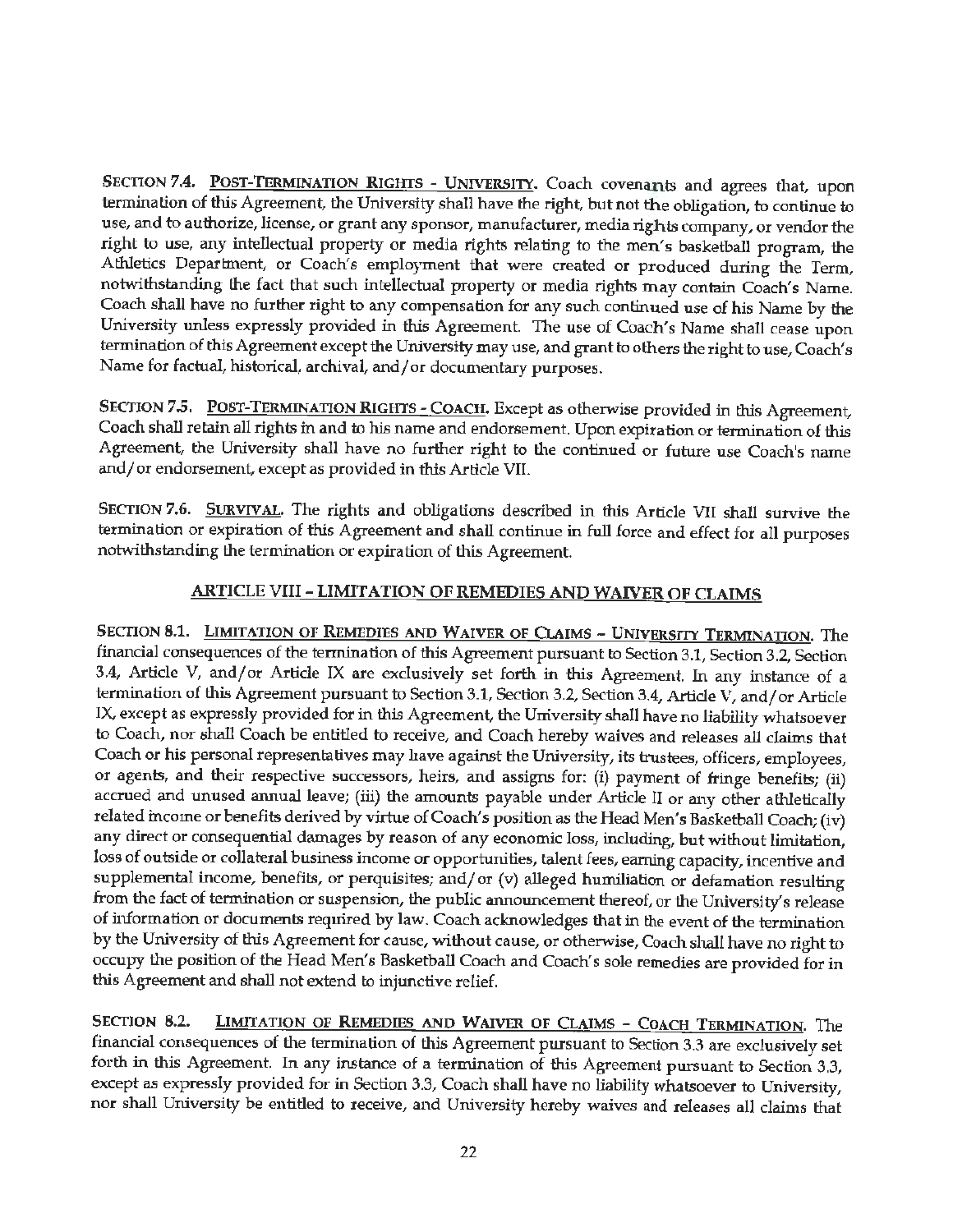**SECTION 7.4. POST-TERMINATION RIGHTS - UNIVERSITY.** Coach covenants and agrees that, upon termination of this Agreement, the University shall have the right, but not the obligation, to continue to use, and to authorize, license, or grant any sponsor, manufacturer, media rights company, or vendor the right to use, any intellectual property or media rights relating to the men's basketball program, the Athletics Department, or Coach's employment that were created or produced during the Term, notwithstanding the fact that such intellectual property or media rights may contain Coach's Name. Coach shall have no further right to any compensation for any such continued use of his Name by the University unless expressly provided in this Agreement. The use of Coach's Name shall cease upon termination of this Agreement except the University may use, and grant to others the right to use, Coach's Name for factual, historical, archival, and/or documentary purposes.

**SECTION 7.5. POST-TERMINATION RIGHTS - COACH.** Except as otherwise provided in this Agreement, Coach shall retain all rights in and to his name and endorsement. Upon expiration or termination of this Agreement, the University shall have no further right to the continued or future use Coach's name and/or endorsement, except as provided in this Article VII.

**SECTION 7.6. SURVIVAL.** The rights and obligations described in this Article VII shall survive the termination or expiration of this Agreement and shall continue in full force and effect for all purposes notwithstanding the termination or expiration of this Agreement.

## ARTICLE VIII - LIMITATION OF REMEDIES AND WAIVER OF CLAIMS

**SECTION 8.1. LIMITATION OF REMEDIES AND WAIVER OF CLAIMS – UNIVERSITY TERMINATION.** The financial consequences of the termination of this Agreement pursuant to Section 3.1, Section 3.2, Section 3.4, Article V, and/or Article IX are exclusively set forth in this Agreement. In any instance of a termination of this Agreement pursuant to Section 3.1, Section 3.2, Section 3.4, Article V, and/or Article IX, except as expressly provided for in this Agreement, the University shall have no liability whatsoever to Coach, nor shall Coach be entitled to receive, and Coach hereby waives and releases all claims that Coach or his personal representatives may have against the University, its trustees, officers, employees, or agents, and their respective successors, heirs, and assigns for: (i) payment of fringe benefits; (ii) accrued and unused annual leave; (iii) the amounts payable under Article II or any other athletically related income or benefits derived by virtue of Coach's position as the Head Men's Basketball Coach; (iv) any direct or consequential damages by reason of any economic loss, including, but without limitation, loss of outside or collateral business income or opportunities, talent fees, earning capacity, incentive and supplemental income, benefits, or perquisites; and/or (v) alleged humiliation or defamation resulting from the fact of termination or suspension, the public announcement thereof, or the University's release of information or documents required by law. Coach acknowledges that in the event of the termination by the University of this Agreement for cause, without cause, or otherwise, Coach shall have no right to occupy the position of the Head Men's Basketball Coach and Coach's sole remedies are provided for in this Agreement and shall not extend to injunctive relief.

**SECTION 8.2. LIMITATION OF REMEDIES AND WAIVER OF CLAIMS – COACH TERMINATION.** The financial consequences of the termination of this Agreement pursuant to Section 3.3 are exclusively set forth in this Agreement. In any instance of a termination of this Agreement pursuant to Section 3.3, except as expressly provided for in Section 3.3, Coach shall have no liability whatsoever to University, nor shall University be entitled to receive, and University hereby waives and releases all claims that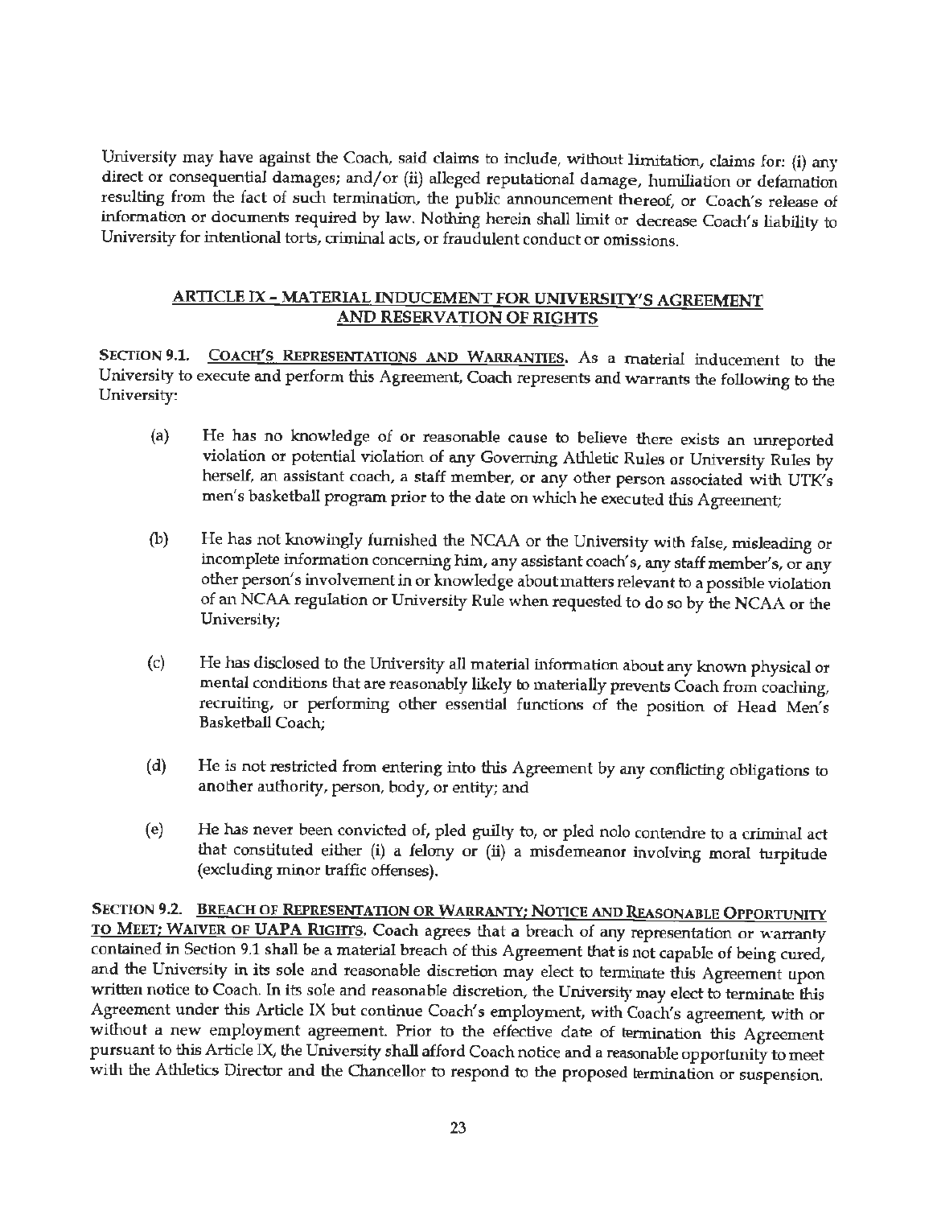University may have against the Coach, said claims to include, without limitation, claims for: (i) any direct or consequential damages; and/or (ii) alleged reputational damage, humiliation or defamation resulting from the fact of such termination, the public announcement thereof, or Coach's release of information or documents required by law. Nothing herein shall limit or decrease Coach's liability to University for intentional torts, criminal acts, or fraudulent conduct or omissions.

## ARTICLE IX – MATERIAL INDUCEMENT FOR UNIVERSITY'S AGREEMENT AND RESERVATION OF RIGHTS

**SECTION 9.1. COACH'S REPRESENTATIONS AND WARRANTIES.** As a material inducement to the University to execute and perform this Agreement, Coach represents and warrants the following to the University:

(a) He has no knowledge of or reasonable cause to believe there exists an unreported violation or potential violation of any Governing Athletic Rules or University Rules by herself, an assistant coach, a staff member, or any other person associated with UTK's men's basketball program prior to the date on which he executed this Agreement;

(b) He has not knowingly furnished the NCAA or the University with false, misleading or incomplete information concerning him, any assistant coach's, any staff member's, or any other person's involvement in or knowledge about matters relevant to a possible violation of an NCAA regulation or University Rule when requested to do so by the NCAA or the University;

(c) He has disclosed to the University all material information about any known physical or mental conditions that are reasonably likely to materially prevents Coach from coaching, recruiting, or performing other essential functions of the position of Head Men's Basketball Coach;

(d) He is not restricted from entering into this Agreement by any conflicting obligations to another authority, person, body, or entity; and

(e) He has never been convicted of, pled guilty to, or pled nolo contendre to a criminal act that constituted either (i) a felony or (ii) a misdemeanor involving moral turpitude (excluding minor traffic offenses).

**SECTION 9.2. BREACH OF REPRESENTATION OR WARRANTY; NOTICE AND REASONABLE OPPORTUNITY TO MEET; WAIVER OF UAPA RIGHTS.** Coach agrees that a breach of any representation or warranty contained in Section 9.1 shall be a material breach of this Agreement that is not capable of being cured, and the University in its sole and reasonable discretion may elect to terminate this Agreement upon written notice to Coach. In its sole and reasonable discretion, the University may elect to terminate this Agreement under this Article IX but continue Coach's employment, with Coach's agreement, with or without a new employment agreement. Prior to the effective date of termination this Agreement pursuant to this Article IX, the University shall afford Coach notice and a reasonable opportunity to meet with the Athletics Director and the Chancellor to respond to the proposed termination or suspension.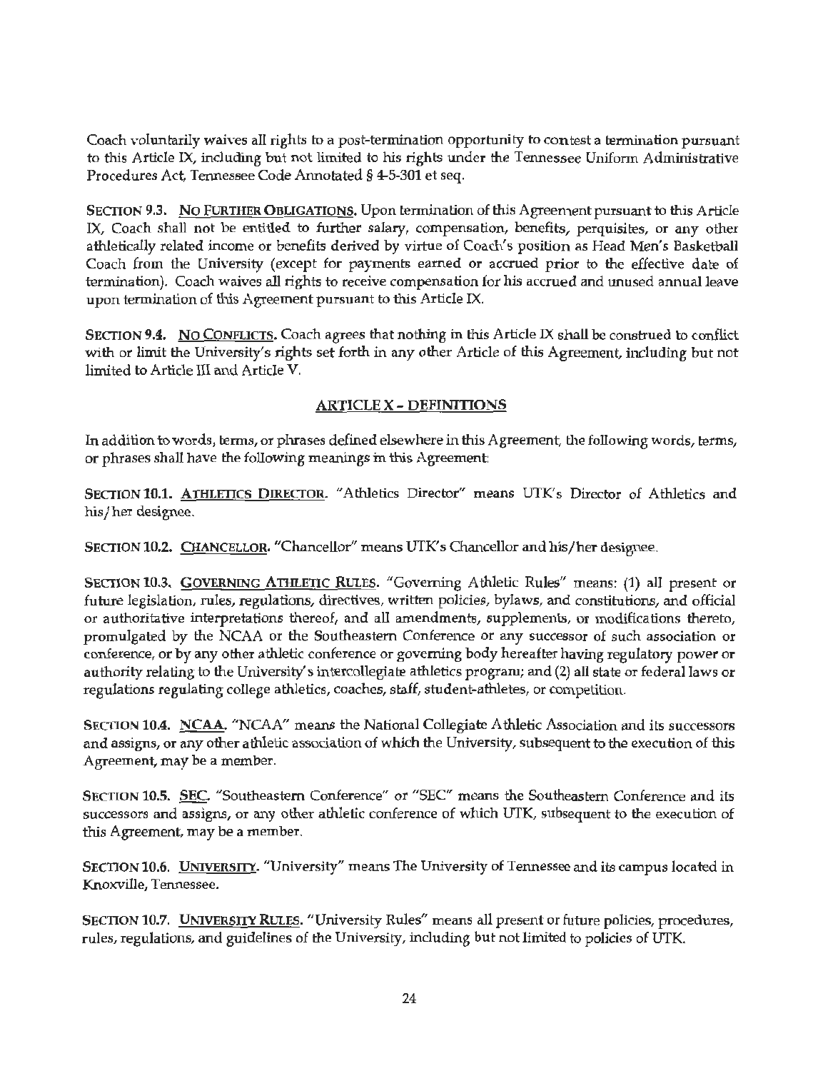Coach voluntarily waives all rights to a post-termination opportunity to contest a termination pursuant to this Article IX, including but not limited to his rights under the Tennessee Uniform Administrative Procedures Act, Tennessee Code Annotated § 4-5-301 et seq.

**SECTION 9.3. NO FURTHER OBLIGATIONS.** Upon termination of this Agreement pursuant to this Article IX, Coach shall not be entitled to further salary, compensation, benefits, perquisites, or any other athletically related income or benefits derived by virtue of Coach's position as Head Men's Basketball Coach from the University (except for payments earned or accrued prior to the effective date of termination). Coach waives all rights to receive compensation for his accrued and unused annual leave upon termination of this Agreement pursuant to this Article IX.

**SECTION 9.4. NO CONFLICTS.** Coach agrees that nothing in this Article IX shall be construed to conflict with or limit the University's rights set forth in any other Article of this Agreement, including but not limited to Article III and Article V.

## ARTICLE X - DEFINITIONS

In addition to words, terms, or phrases defined elsewhere in this Agreement, the following words, terms, or phrases shall have the following meanings in this Agreement:

**SECTION 10.1. ATHLETICS DIRECTOR.** "Athletics Director" means UTK's Director of Athletics and his/her designee.

**SECTION 10.2. CHANCELLOR.** "Chancellor" means UTK's Chancellor and his/her designee.

**SECTION 10.3. GOVERNING ATHLETIC RULES.** "Governing Athletic Rules" means: (1) all present or future legislation, rules, regulations, directives, written policies, bylaws, and constitutions, and official or authoritative interpretations thereof, and all amendments, supplements, or modifications thereto, promulgated by the NCAA or the Southeastern Conference or any successor of such association or conference, or by any other athletic conference or governing body hereafter having regulatory power or authority relating to the University's intercollegiate athletics program; and (2) all state or federal laws or regulations regulating college athletics, coaches, staff, student-athletes, or competition.

**SECTION 10.4. NCAA.** "NCAA" means the National Collegiate Athletic Association and its successors and assigns, or any other athletic association of which the University, subsequent to the execution of this Agreement, may be a member.

**SECTION 10.5. SEC.** "Southeastern Conference" or "SEC" means the Southeastern Conference and its successors and assigns, or any other athletic conference of which UTK, subsequent to the execution of this Agreement, may be a member.

**SECTION 10.6. UNIVERSITY.** "University" means The University of Tennessee and its campus located in Knoxville, Tennessee.

**SECTION 10.7. UNIVERSITY RULES.** "University Rules" means all present or future policies, procedures, rules, regulations, and guidelines of the University, including but not limited to policies of UTK.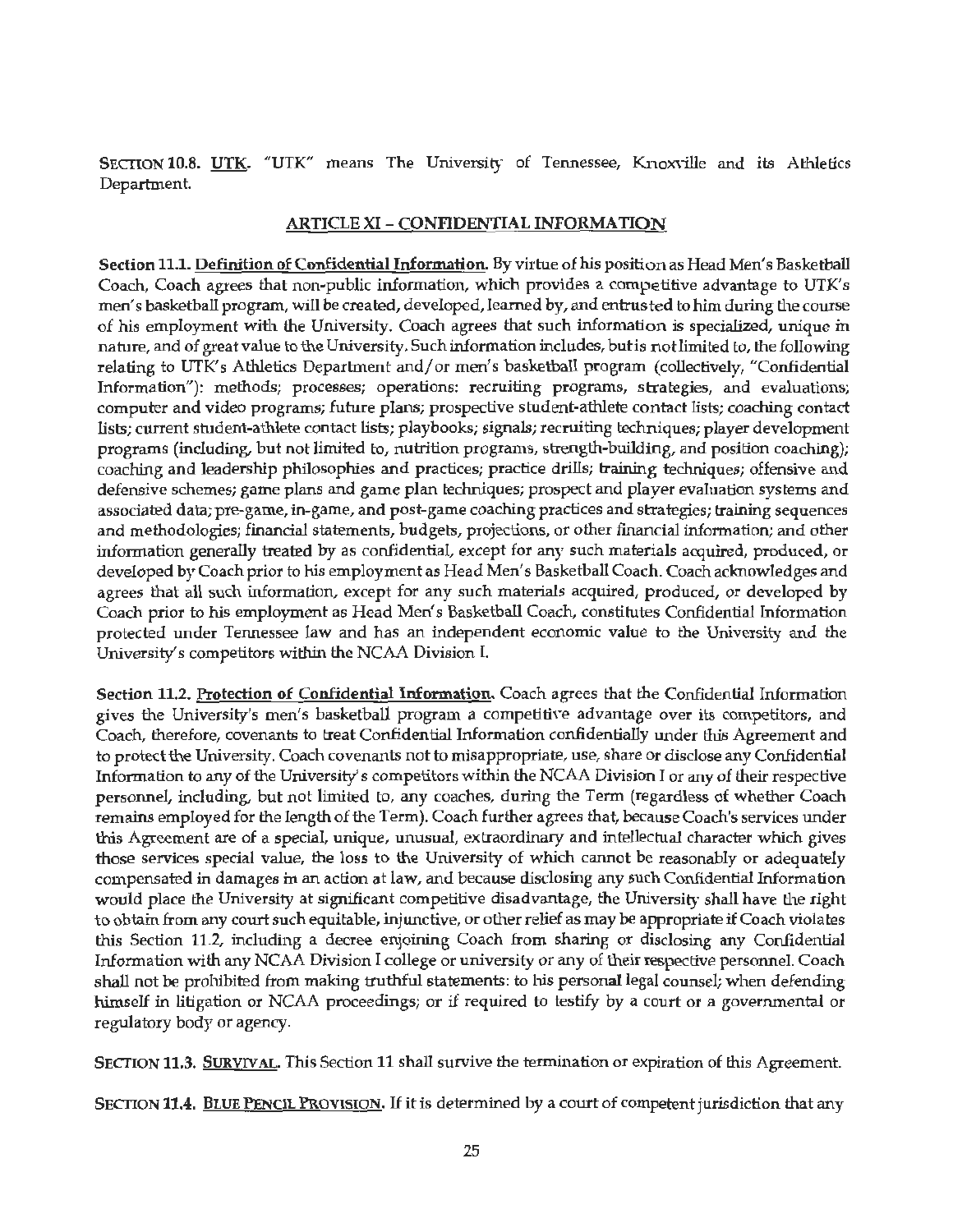**SECTION 10.8. UTK.** "UTK" means The University of Tennessee, Knoxville and its Athletics Department.

## ARTICLE XI – CONFIDENTIAL INFORMATION

**Section 11.1. Definition of Confidential Information.** By virtue of his position as Head Men's Basketball Coach, Coach agrees that non-public information, which provides a competitive advantage to UTK's men's basketball program, will be created, developed, learned by, and entrusted to him during the course of his employment with the University. Coach agrees that such information is specialized, unique in nature, and of great value to the University. Such information includes, but is not limited to, the following relating to UTK's Athletics Department and/or men's basketball program (collectively, "Confidential Information"): methods; processes; operations: recruiting programs, strategies, and evaluations; computer and video programs; future plans; prospective student-athlete contact lists; coaching contact lists; current student-athlete contact lists; playbooks; signals; recruiting techniques; player development programs (including, but not limited to, nutrition programs, strength-building, and position coaching); coaching and leadership philosophies and practices; practice drills; training techniques; offensive and defensive schemes; game plans and game plan techniques; prospect and player evaluation systems and associated data; pre-game, in-game, and post-game coaching practices and strategies; training sequences and methodologies; financial statements, budgets, projections, or other financial information; and other information generally treated by as confidential, except for any such materials acquired, produced, or developed by Coach prior to his employment as Head Men's Basketball Coach. Coach acknowledges and agrees that all such information, except for any such materials acquired, produced, or developed by Coach prior to his employment as Head Men's Basketball Coach, constitutes Confidential Information protected under Tennessee law and has an independent economic value to the University and the University's competitors within the NCAA Division I.

**Section 11.2. Protection of Confidential Information.** Coach agrees that the Confidential Information gives the University's men's basketball program a competitive advantage over its competitors, and Coach, therefore, covenants to treat Confidential Information confidentially under this Agreement and to protect the University. Coach covenants not to misappropriate, use, share or disclose any Confidential Information to any of the University's competitors within the NCAA Division I or any of their respective personnel, including, but not limited to, any coaches, during the Term (regardless of whether Coach remains employed for the length of the Term). Coach further agrees that, because Coach's services under this Agreement are of a special, unique, unusual, extraordinary and intellectual character which gives those services special value, the loss to the University of which cannot be reasonably or adequately compensated in damages in an action at law, and because disclosing any such Confidential Information would place the University at significant competitive disadvantage, the University shall have the right to obtain from any court such equitable, injunctive, or other relief as may be appropriate if Coach violates this Section 11.2, including a decree enjoining Coach from sharing or disclosing any Confidential Information with any NCAA Division I college or university or any of their respective personnel. Coach shall not be prohibited from making truthful statements: to his personal legal counsel; when defending himself in litigation or NCAA proceedings; or if required to testify by a court or a governmental or regulatory body or agency.

**SECTION 11.3. SURVIVAL.** This Section 11 shall survive the termination or expiration of this Agreement.

**SECTION 11.4. BLUE PENCIL PROVISION.** If it is determined by a court of competent jurisdiction that any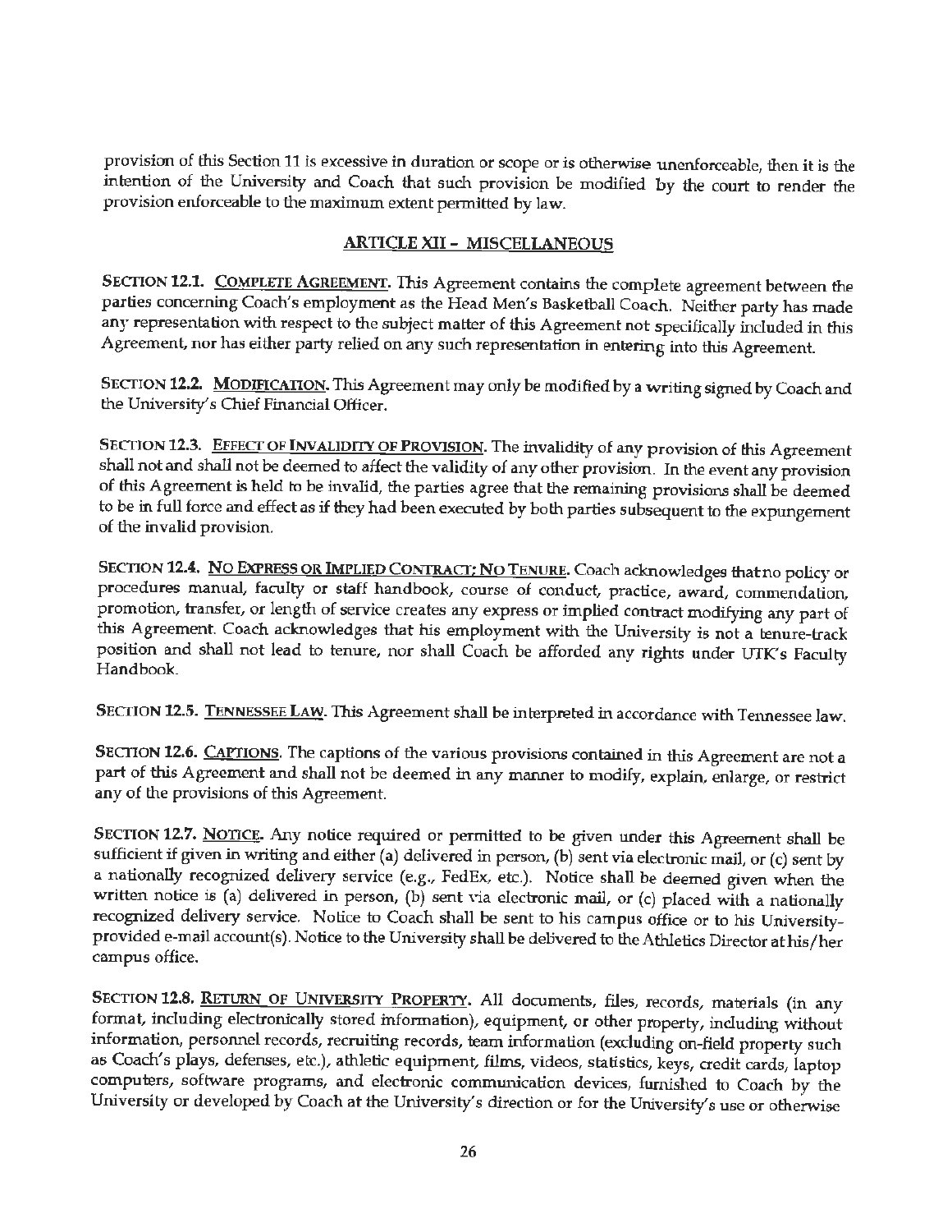provision of this Section 11 is excessive in duration or scope or is otherwise unenforceable, then it is the intention of the University and Coach that such provision be modified by the court to render the provision enforceable to the maximum extent permitted by law.

## ARTICLE XII – MISCELLANEOUS

**SECTION 12.1. COMPLETE AGREEMENT.** This Agreement contains the complete agreement between the parties concerning Coach's employment as the Head Men's Basketball Coach. Neither party has made any representation with respect to the subject matter of this Agreement not specifically included in this Agreement, nor has either party relied on any such representation in entering into this Agreement.

**SECTION 12.2. MODIFICATION.** This Agreement may only be modified by a writing signed by Coach and the University's Chief Financial Officer.

**SECTION 12.3. EFFECT OF INVALIDITY OF PROVISION.** The invalidity of any provision of this Agreement shall not and shall not be deemed to affect the validity of any other provision. In the event any provision of this Agreement is held to be invalid, the parties agree that the remaining provisions shall be deemed to be in full force and effect as if they had been executed by both parties subsequent to the expungement of the invalid provision.

**SECTION 12.4. NO EXPRESS OR IMPLIED CONTRACT; NO TENURE.** Coach acknowledges that no policy or procedures manual, faculty or staff handbook, course of conduct, practice, award, commendation, promotion, transfer, or length of service creates any express or implied contract modifying any part of this Agreement. Coach acknowledges that his employment with the University is not a tenure-track position and shall not lead to tenure, nor shall Coach be afforded any rights under UTK's Faculty Handbook.

**SECTION 12.5. TENNESSEE LAW.** This Agreement shall be interpreted in accordance with Tennessee law.

**SECTION 12.6. CAPTIONS.** The captions of the various provisions contained in this Agreement are not a part of this Agreement and shall not be deemed in any manner to modify, explain, enlarge, or restrict any of the provisions of this Agreement.

**SECTION 12.7. NOTICE.** Any notice required or permitted to be given under this Agreement shall be sufficient if given in writing and either (a) delivered in person, (b) sent via electronic mail, or (c) sent by a nationally recognized delivery service (e.g., FedEx, etc.). Notice shall be deemed given when the written notice is (a) delivered in person, (b) sent via electronic mail, or (c) placed with a nationally recognized delivery service. Notice to Coach shall be sent to his campus office or to his University-provided e-mail account(s). Notice to the University shall be delivered to the Athletics Director at his/her campus office.

**SECTION 12.8. RETURN OF UNIVERSITY PROPERTY.** All documents, files, records, materials (in any format, including electronically stored information), equipment, or other property, including without information, personnel records, recruiting records, team information (excluding on-field property such as Coach's plays, defenses, etc.), athletic equipment, films, videos, statistics, keys, credit cards, laptop computers, software programs, and electronic communication devices, furnished to Coach by the University or developed by Coach at the University's direction or for the University's use or otherwise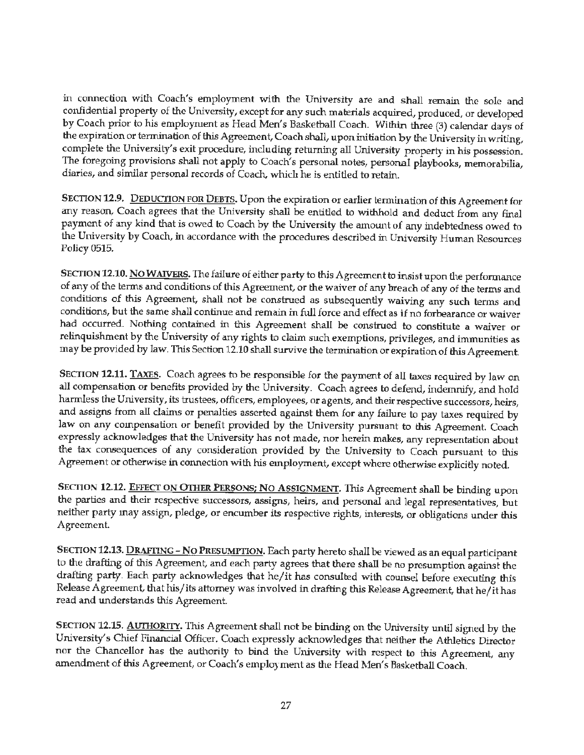in connection with Coach's employment with the University are and shall remain the sole and confidential property of the University, except for any such materials acquired, produced, or developed by Coach prior to his employment as Head Men's Basketball Coach. Within three (3) calendar days of the expiration or termination of this Agreement, Coach shall, upon initiation by the University in writing, complete the University's exit procedure, including returning all University property in his possession. The foregoing provisions shall not apply to Coach's personal notes, personal playbooks, memorabilia, diaries, and similar personal records of Coach, which he is entitled to retain.

**SECTION 12.9. DEDUCTION FOR DEBTS.** Upon the expiration or earlier termination of this Agreement for any reason, Coach agrees that the University shall be entitled to withhold and deduct from any final payment of any kind that is owed to Coach by the University the amount of any indebtedness owed to the University by Coach, in accordance with the procedures described in University Human Resources Policy 0515.

**SECTION 12.10. NO WAIVERS.** The failure of either party to this Agreement to insist upon the performance of any of the terms and conditions of this Agreement, or the waiver of any breach of any of the terms and conditions of this Agreement, shall not be construed as subsequently waiving any such terms and conditions, but the same shall continue and remain in full force and effect as if no forbearance or waiver had occurred. Nothing contained in this Agreement shall be construed to constitute a waiver or relinquishment by the University of any rights to claim such exemptions, privileges, and immunities as may be provided by law. This Section 12.10 shall survive the termination or expiration of this Agreement.

**SECTION 12.11. TAXES.** Coach agrees to be responsible for the payment of all taxes required by law on all compensation or benefits provided by the University. Coach agrees to defend, indemnify, and hold harmless the University, its trustees, officers, employees, or agents, and their respective successors, heirs, and assigns from all claims or penalties asserted against them for any failure to pay taxes required by law on any compensation or benefit provided by the University pursuant to this Agreement. Coach expressly acknowledges that the University has not made, nor herein makes, any representation about the tax consequences of any consideration provided by the University to Coach pursuant to this Agreement or otherwise in connection with his employment, except where otherwise explicitly noted.

**SECTION 12.12. EFFECT ON OTHER PERSONS; NO ASSIGNMENT.** This Agreement shall be binding upon the parties and their respective successors, assigns, heirs, and personal and legal representatives, but neither party may assign, pledge, or encumber its respective rights, interests, or obligations under this Agreement.

**SECTION 12.13. DRAFTING – NO PRESUMPTION.** Each party hereto shall be viewed as an equal participant to the drafting of this Agreement, and each party agrees that there shall be no presumption against the drafting party. Each party acknowledges that he/it has consulted with counsel before executing this Release Agreement, that his/its attorney was involved in drafting this Release Agreement, that he/it has read and understands this Agreement.

**SECTION 12.15. AUTHORITY.** This Agreement shall not be binding on the University until signed by the University's Chief Financial Officer. Coach expressly acknowledges that neither the Athletics Director nor the Chancellor has the authority to bind the University with respect to this Agreement, any amendment of this Agreement, or Coach's employment as the Head Men's Basketball Coach.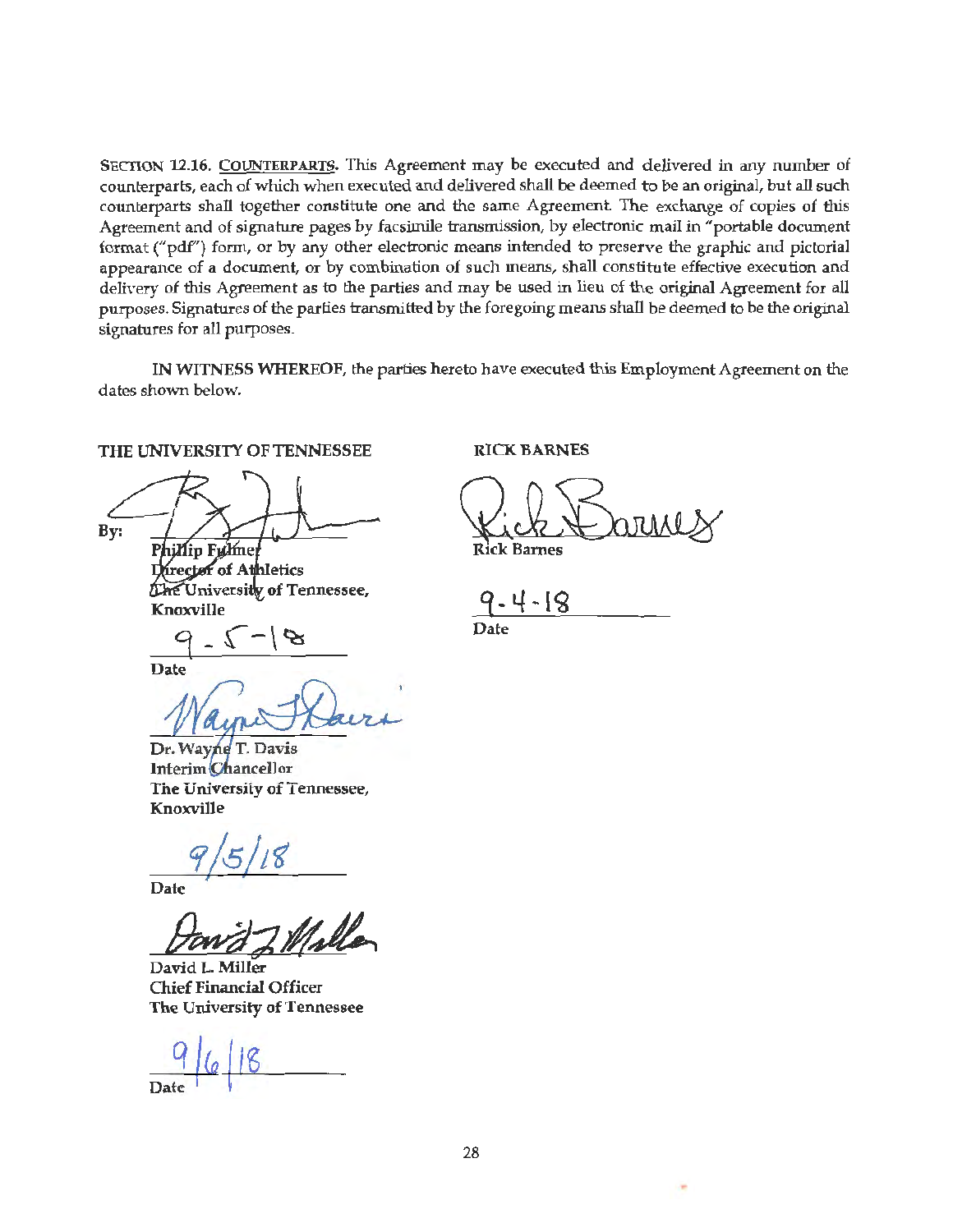**SECTION 12.16. COUNTERPARTS.** This Agreement may be executed and delivered in any number of counterparts, each of which when executed and delivered shall be deemed to be an original, but all such counterparts shall together constitute one and the same Agreement. The exchange of copies of this Agreement and of signature pages by facsimile transmission, by electronic mail in "portable document format ("pdf") form, or by any other electronic means intended to preserve the graphic and pictorial appearance of a document, or by combination of such means, shall constitute effective execution and delivery of this Agreement as to the parties and may be used in lieu of the original Agreement for all purposes. Signatures of the parties transmitted by the foregoing means shall be deemed to be the original signatures for all purposes.

**IN WITNESS WHEREOF,** the parties hereto have executed this Employment Agreement on the dates shown below.

**THE UNIVERSITY OF TENNESSEE**

By: ______________________
**Phillip Fulmer**
**Director of Athletics**
**The University of Tennessee, Knoxville**

9-5-18
**Date**

______________________
**Dr. Wayne T. Davis**
**Interim Chancellor**
**The University of Tennessee, Knoxville**

9/5/18
**Date**

______________________
**David L. Miller**
**Chief Financial Officer**
**The University of Tennessee**

9/6/18
**Date**

**RICK BARNES**

______________________
**Rick Barnes**

9-4-18
**Date**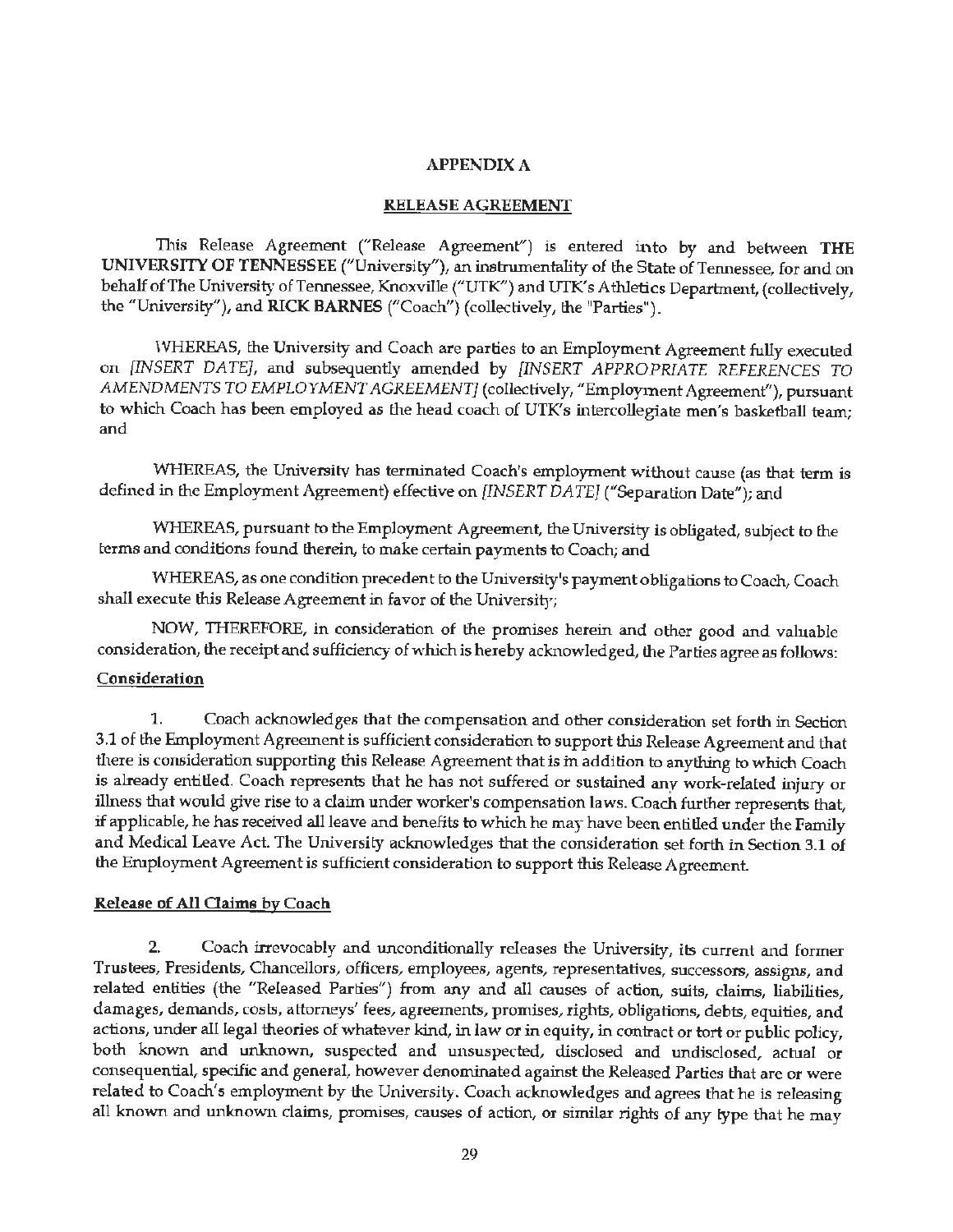## APPENDIX A

## RELEASE AGREEMENT

This Release Agreement ("Release Agreement") is entered into by and between **THE UNIVERSITY OF TENNESSEE** ("University"), an instrumentality of the State of Tennessee, for and on behalf of The University of Tennessee, Knoxville ("UTK") and UTK's Athletics Department, (collectively, the "University"), and **RICK BARNES** ("Coach") (collectively, the "Parties").

WHEREAS, the University and Coach are parties to an Employment Agreement fully executed on *[INSERT DATE]*, and subsequently amended by *[INSERT APPROPRIATE REFERENCES TO AMENDMENTS TO EMPLOYMENT AGREEMENT]* (collectively, "Employment Agreement"), pursuant to which Coach has been employed as the head coach of UTK's intercollegiate men's basketball team; and

WHEREAS, the University has terminated Coach's employment without cause (as that term is defined in the Employment Agreement) effective on *[INSERT DATE]* ("Separation Date"); and

WHEREAS, pursuant to the Employment Agreement, the University is obligated, subject to the terms and conditions found therein, to make certain payments to Coach; and

WHEREAS, as one condition precedent to the University's payment obligations to Coach, Coach shall execute this Release Agreement in favor of the University;

NOW, THEREFORE, in consideration of the promises herein and other good and valuable consideration, the receipt and sufficiency of which is hereby acknowledged, the Parties agree as follows:

**Consideration**

1. Coach acknowledges that the compensation and other consideration set forth in Section 3.1 of the Employment Agreement is sufficient consideration to support this Release Agreement and that there is consideration supporting this Release Agreement that is in addition to anything to which Coach is already entitled. Coach represents that he has not suffered or sustained any work-related injury or illness that would give rise to a claim under worker's compensation laws. Coach further represents that, if applicable, he has received all leave and benefits to which he may have been entitled under the Family and Medical Leave Act. The University acknowledges that the consideration set forth in Section 3.1 of the Employment Agreement is sufficient consideration to support this Release Agreement.

**Release of All Claims by Coach**

2. Coach irrevocably and unconditionally releases the University, its current and former Trustees, Presidents, Chancellors, officers, employees, agents, representatives, successors, assigns, and related entities (the "Released Parties") from any and all causes of action, suits, claims, liabilities, damages, demands, costs, attorneys' fees, agreements, promises, rights, obligations, debts, equities, and actions, under all legal theories of whatever kind, in law or in equity, in contract or tort or public policy, both known and unknown, suspected and unsuspected, disclosed and undisclosed, actual or consequential, specific and general, however denominated against the Released Parties that are or were related to Coach's employment by the University. Coach acknowledges and agrees that he is releasing all known and unknown claims, promises, causes of action, or similar rights of any type that he may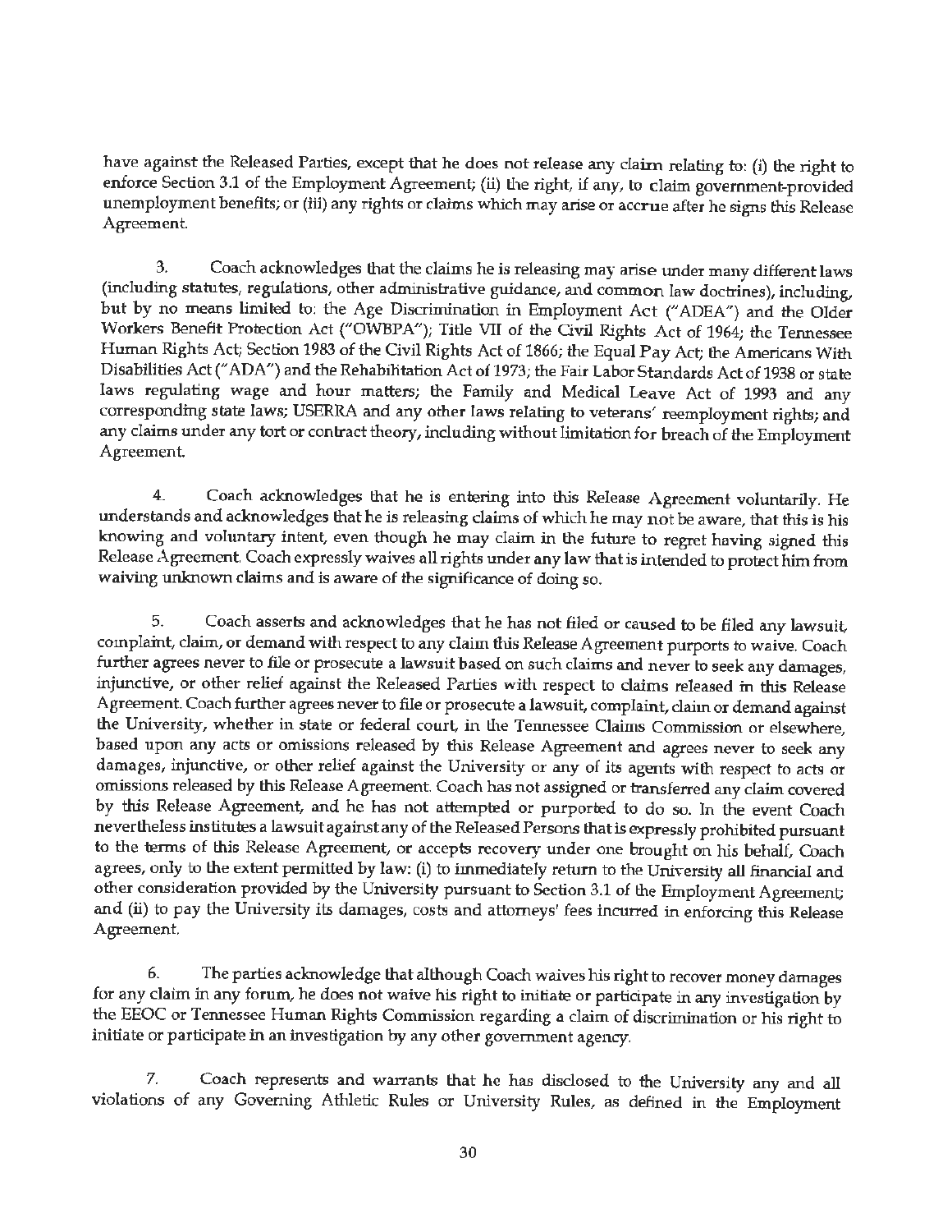have against the Released Parties, except that he does not release any claim relating to: (i) the right to enforce Section 3.1 of the Employment Agreement; (ii) the right, if any, to claim government-provided unemployment benefits; or (iii) any rights or claims which may arise or accrue after he signs this Release Agreement.

3. Coach acknowledges that the claims he is releasing may arise under many different laws (including statutes, regulations, other administrative guidance, and common law doctrines), including, but by no means limited to: the Age Discrimination in Employment Act ("ADEA") and the Older Workers Benefit Protection Act ("OWBPA"); Title VII of the Civil Rights Act of 1964; the Tennessee Human Rights Act; Section 1983 of the Civil Rights Act of 1866; the Equal Pay Act; the Americans With Disabilities Act ("ADA") and the Rehabilitation Act of 1973; the Fair Labor Standards Act of 1938 or state laws regulating wage and hour matters; the Family and Medical Leave Act of 1993 and any corresponding state laws; USERRA and any other laws relating to veterans' reemployment rights; and any claims under any tort or contract theory, including without limitation for breach of the Employment Agreement.

4. Coach acknowledges that he is entering into this Release Agreement voluntarily. He understands and acknowledges that he is releasing claims of which he may not be aware, that this is his knowing and voluntary intent, even though he may claim in the future to regret having signed this Release Agreement. Coach expressly waives all rights under any law that is intended to protect him from waiving unknown claims and is aware of the significance of doing so.

5. Coach asserts and acknowledges that he has not filed or caused to be filed any lawsuit, complaint, claim, or demand with respect to any claim this Release Agreement purports to waive. Coach further agrees never to file or prosecute a lawsuit based on such claims and never to seek any damages, injunctive, or other relief against the Released Parties with respect to claims released in this Release Agreement. Coach further agrees never to file or prosecute a lawsuit, complaint, claim or demand against the University, whether in state or federal court, in the Tennessee Claims Commission or elsewhere, based upon any acts or omissions released by this Release Agreement and agrees never to seek any damages, injunctive, or other relief against the University or any of its agents with respect to acts or omissions released by this Release Agreement. Coach has not assigned or transferred any claim covered by this Release Agreement, and he has not attempted or purported to do so. In the event Coach nevertheless institutes a lawsuit against any of the Released Persons that is expressly prohibited pursuant to the terms of this Release Agreement, or accepts recovery under one brought on his behalf, Coach agrees, only to the extent permitted by law: (i) to immediately return to the University all financial and other consideration provided by the University pursuant to Section 3.1 of the Employment Agreement; and (ii) to pay the University its damages, costs and attorneys' fees incurred in enforcing this Release Agreement.

6. The parties acknowledge that although Coach waives his right to recover money damages for any claim in any forum, he does not waive his right to initiate or participate in any investigation by the EEOC or Tennessee Human Rights Commission regarding a claim of discrimination or his right to initiate or participate in an investigation by any other government agency.

7. Coach represents and warrants that he has disclosed to the University any and all violations of any Governing Athletic Rules or University Rules, as defined in the Employment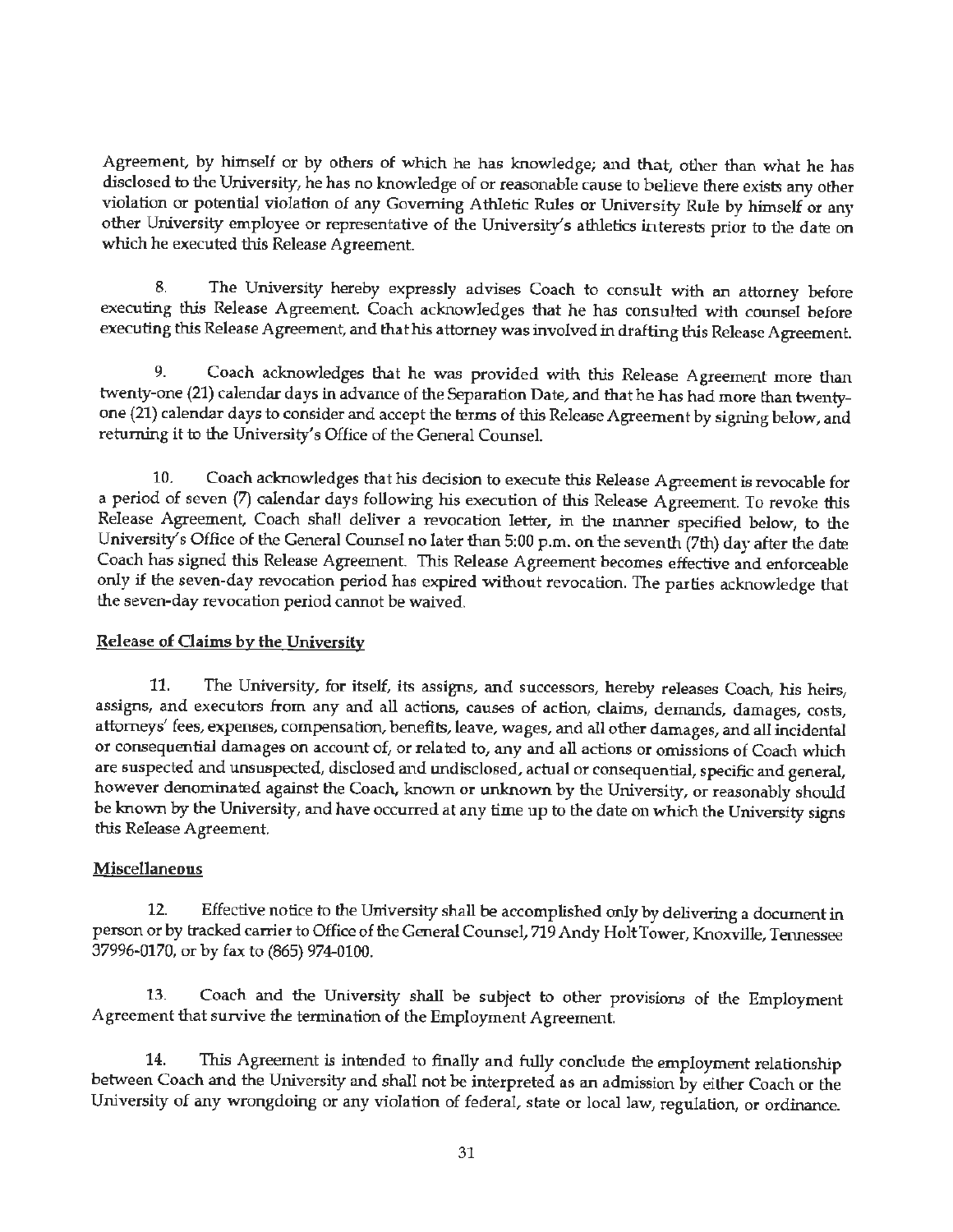Agreement, by himself or by others of which he has knowledge; and that, other than what he has disclosed to the University, he has no knowledge of or reasonable cause to believe there exists any other violation or potential violation of any Governing Athletic Rules or University Rule by himself or any other University employee or representative of the University's athletics interests prior to the date on which he executed this Release Agreement.

8. The University hereby expressly advises Coach to consult with an attorney before executing this Release Agreement. Coach acknowledges that he has consulted with counsel before executing this Release Agreement, and that his attorney was involved in drafting this Release Agreement.

9. Coach acknowledges that he was provided with this Release Agreement more than twenty-one (21) calendar days in advance of the Separation Date, and that he has had more than twenty-one (21) calendar days to consider and accept the terms of this Release Agreement by signing below, and returning it to the University's Office of the General Counsel.

10. Coach acknowledges that his decision to execute this Release Agreement is revocable for a period of seven (7) calendar days following his execution of this Release Agreement. To revoke this Release Agreement, Coach shall deliver a revocation letter, in the manner specified below, to the University's Office of the General Counsel no later than 5:00 p.m. on the seventh (7th) day after the date Coach has signed this Release Agreement. This Release Agreement becomes effective and enforceable only if the seven-day revocation period has expired without revocation. The parties acknowledge that the seven-day revocation period cannot be waived.

**Release of Claims by the University**

11. The University, for itself, its assigns, and successors, hereby releases Coach, his heirs, assigns, and executors from any and all actions, causes of action, claims, demands, damages, costs, attorneys' fees, expenses, compensation, benefits, leave, wages, and all other damages, and all incidental or consequential damages on account of, or related to, any and all actions or omissions of Coach which are suspected and unsuspected, disclosed and undisclosed, actual or consequential, specific and general, however denominated against the Coach, known or unknown by the University, or reasonably should be known by the University, and have occurred at any time up to the date on which the University signs this Release Agreement.

**Miscellaneous**

12. Effective notice to the University shall be accomplished only by delivering a document in person or by tracked carrier to Office of the General Counsel, 719 Andy Holt Tower, Knoxville, Tennessee 37996-0170, or by fax to (865) 974-0100.

13. Coach and the University shall be subject to other provisions of the Employment Agreement that survive the termination of the Employment Agreement.

14. This Agreement is intended to finally and fully conclude the employment relationship between Coach and the University and shall not be interpreted as an admission by either Coach or the University of any wrongdoing or any violation of federal, state or local law, regulation, or ordinance.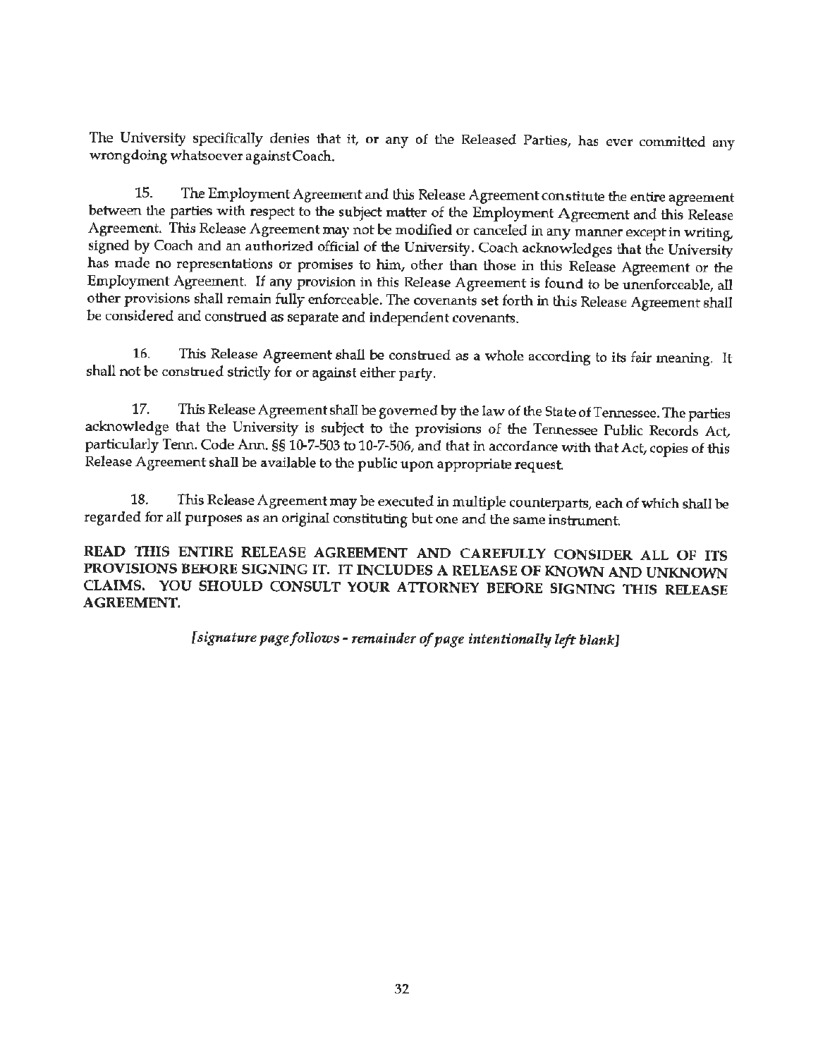The University specifically denies that it, or any of the Released Parties, has ever committed any wrongdoing whatsoever against Coach.

15. The Employment Agreement and this Release Agreement constitute the entire agreement between the parties with respect to the subject matter of the Employment Agreement and this Release Agreement. This Release Agreement may not be modified or canceled in any manner except in writing, signed by Coach and an authorized official of the University. Coach acknowledges that the University has made no representations or promises to him, other than those in this Release Agreement or the Employment Agreement. If any provision in this Release Agreement is found to be unenforceable, all other provisions shall remain fully enforceable. The covenants set forth in this Release Agreement shall be considered and construed as separate and independent covenants.

16. This Release Agreement shall be construed as a whole according to its fair meaning. It shall not be construed strictly for or against either party.

17. This Release Agreement shall be governed by the law of the State of Tennessee. The parties acknowledge that the University is subject to the provisions of the Tennessee Public Records Act, particularly Tenn. Code Ann. §§ 10-7-503 to 10-7-506, and that in accordance with that Act, copies of this Release Agreement shall be available to the public upon appropriate request.

18. This Release Agreement may be executed in multiple counterparts, each of which shall be regarded for all purposes as an original constituting but one and the same instrument.

**READ THIS ENTIRE RELEASE AGREEMENT AND CAREFULLY CONSIDER ALL OF ITS PROVISIONS BEFORE SIGNING IT. IT INCLUDES A RELEASE OF KNOWN AND UNKNOWN CLAIMS. YOU SHOULD CONSULT YOUR ATTORNEY BEFORE SIGNING THIS RELEASE AGREEMENT.**

*[signature page follows - remainder of page intentionally left blank]*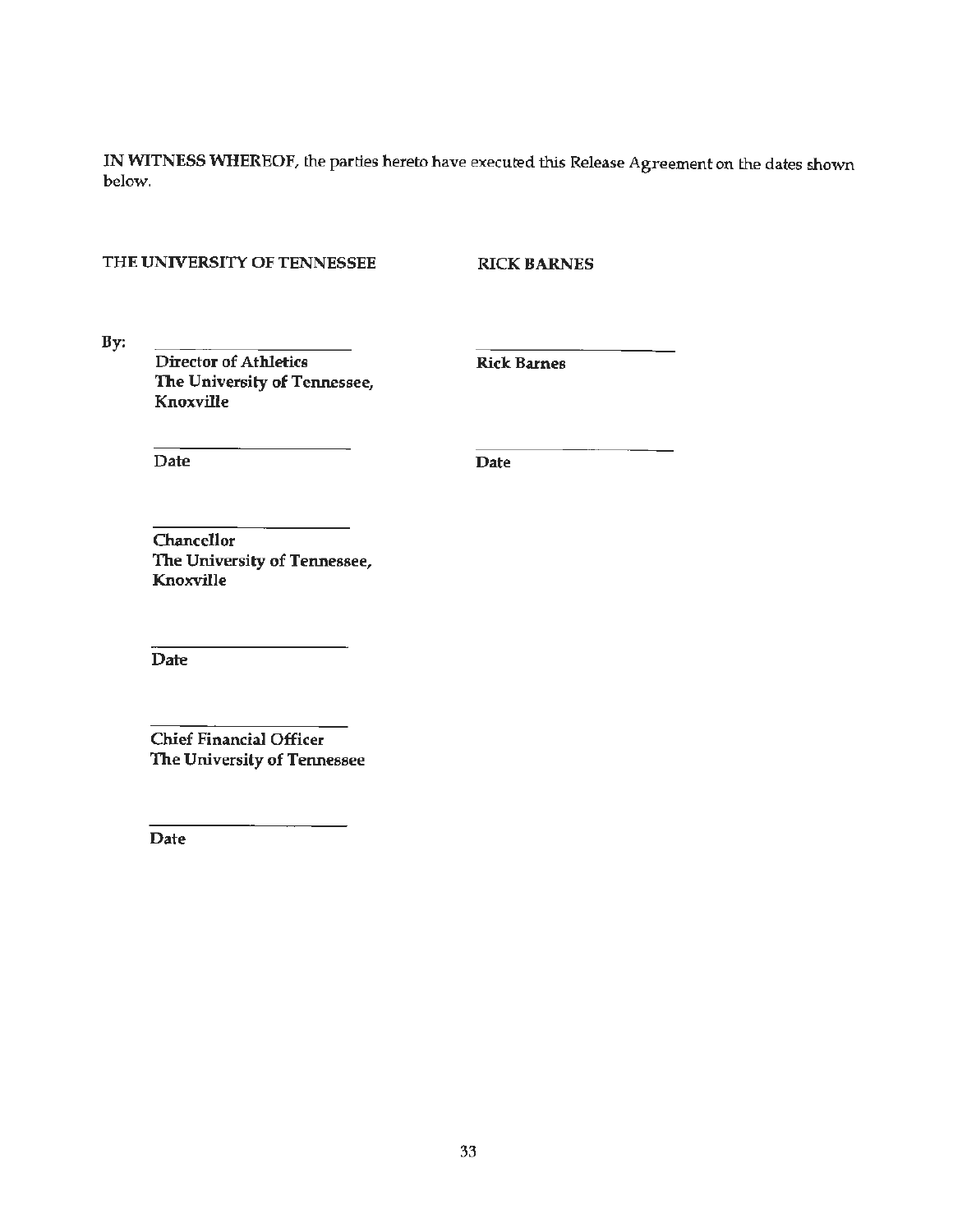**IN WITNESS WHEREOF**, the parties hereto have executed this Release Agreement on the dates shown below.

**THE UNIVERSITY OF TENNESSEE**

By: ______________________

**Director of Athletics**
**The University of Tennessee, Knoxville**

______________________

Date

______________________

**Chancellor**
**The University of Tennessee, Knoxville**

______________________

**Date**

______________________

**Chief Financial Officer**
**The University of Tennessee**

______________________

**Date**

**RICK BARNES**

______________________

**Rick Barnes**

______________________

**Date**